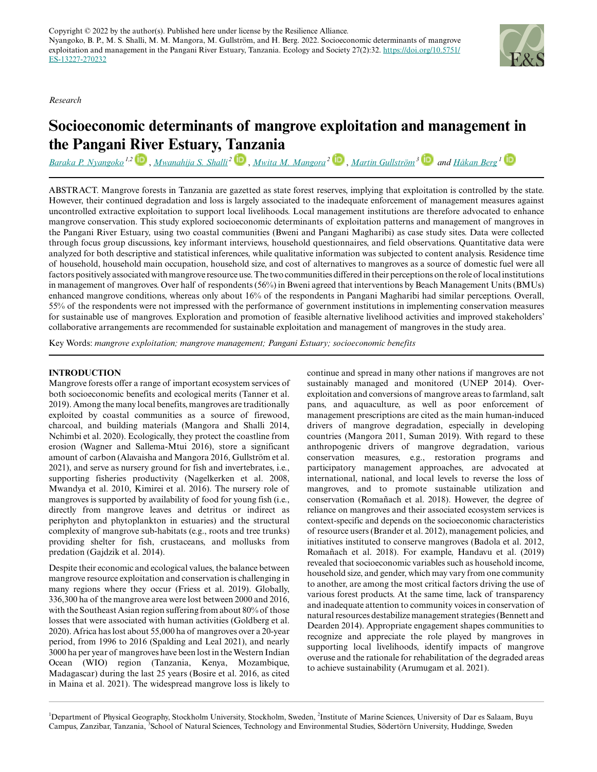Copyright © 2022 by the author(s). Published here under license by the Resilience Alliance.
Nyangoko, B. P., M. S. Shalli, M. M. Mangora, M. Gullström, and H. Berg. 2022. Socioeconomic determinants of mangrove exploitation and management in the Pangani River Estuary, Tanzania. Ecology and Society 27(2):32. https://doi.org/10.5751/ES-13227-270232

*Research*

# Socioeconomic determinants of mangrove exploitation and management in the Pangani River Estuary, Tanzania

*Baraka P. Nyangoko* [1,2], *Mwanahija S. Shalli* [2], *Mwita M. Mangora* [2], *Martin Gullström* [3] and *Håkan Berg* [1]

ABSTRACT. Mangrove forests in Tanzania are gazetted as state forest reserves, implying that exploitation is controlled by the state. However, their continued degradation and loss is largely associated to the inadequate enforcement of management measures against uncontrolled extractive exploitation to support local livelihoods. Local management institutions are therefore advocated to enhance mangrove conservation. This study explored socioeconomic determinants of exploitation patterns and management of mangroves in the Pangani River Estuary, using two coastal communities (Bweni and Pangani Magharibi) as case study sites. Data were collected through focus group discussions, key informant interviews, household questionnaires, and field observations. Quantitative data were analyzed for both descriptive and statistical inferences, while qualitative information was subjected to content analysis. Residence time of household, household main occupation, household size, and cost of alternatives to mangroves as a source of domestic fuel were all factors positively associated with mangrove resource use. The two communities differed in their perceptions on the role of local institutions in management of mangroves. Over half of respondents (56%) in Bweni agreed that interventions by Beach Management Units (BMUs) enhanced mangrove conditions, whereas only about 16% of the respondents in Pangani Magharibi had similar perceptions. Overall, 55% of the respondents were not impressed with the performance of government institutions in implementing conservation measures for sustainable use of mangroves. Exploration and promotion of feasible alternative livelihood activities and improved stakeholders' collaborative arrangements are recommended for sustainable exploitation and management of mangroves in the study area.

Key Words: *mangrove exploitation; mangrove management; Pangani Estuary; socioeconomic benefits*

## INTRODUCTION

Mangrove forests offer a range of important ecosystem services of both socioeconomic benefits and ecological merits (Tanner et al. 2019). Among the many local benefits, mangroves are traditionally exploited by coastal communities as a source of firewood, charcoal, and building materials (Mangora and Shalli 2014, Nchimbi et al. 2020). Ecologically, they protect the coastline from erosion (Wagner and Sallema-Mtui 2016), store a significant amount of carbon (Alavaisha and Mangora 2016, Gullström et al. 2021), and serve as nursery ground for fish and invertebrates, i.e., supporting fisheries productivity (Nagelkerken et al. 2008, Mwandya et al. 2010, Kimirei et al. 2016). The nursery role of mangroves is supported by availability of food for young fish (i.e., directly from mangrove leaves and detritus or indirect as periphyton and phytoplankton in estuaries) and the structural complexity of mangrove sub-habitats (e.g., roots and tree trunks) providing shelter for fish, crustaceans, and mollusks from predation (Gajdzik et al. 2014).

Despite their economic and ecological values, the balance between mangrove resource exploitation and conservation is challenging in many regions where they occur (Friess et al. 2019). Globally, 336,300 ha of the mangrove area were lost between 2000 and 2016, with the Southeast Asian region suffering from about 80% of those losses that were associated with human activities (Goldberg et al. 2020). Africa has lost about 55,000 ha of mangroves over a 20-year period, from 1996 to 2016 (Spalding and Leal 2021), and nearly 3000 ha per year of mangroves have been lost in the Western Indian Ocean (WIO) region (Tanzania, Kenya, Mozambique, Madagascar) during the last 25 years (Bosire et al. 2016, as cited in Maina et al. 2021). The widespread mangrove loss is likely to continue and spread in many other nations if mangroves are not sustainably managed and monitored (UNEP 2014). Over-exploitation and conversions of mangrove areas to farmland, salt pans, and aquaculture, as well as poor enforcement of management prescriptions are cited as the main human-induced drivers of mangrove degradation, especially in developing countries (Mangora 2011, Suman 2019). With regard to these anthropogenic drivers of mangrove degradation, various conservation measures, e.g., restoration programs and participatory management approaches, are advocated at international, national, and local levels to reverse the loss of mangroves, and to promote sustainable utilization and conservation (Romañach et al. 2018). However, the degree of reliance on mangroves and their associated ecosystem services is context-specific and depends on the socioeconomic characteristics of resource users (Brander et al. 2012), management policies, and initiatives instituted to conserve mangroves (Badola et al. 2012, Romañach et al. 2018). For example, Handavu et al. (2019) revealed that socioeconomic variables such as household income, household size, and gender, which may vary from one community to another, are among the most critical factors driving the use of various forest products. At the same time, lack of transparency and inadequate attention to community voices in conservation of natural resources destabilize management strategies (Bennett and Dearden 2014). Appropriate engagement shapes communities to recognize and appreciate the role played by mangroves in supporting local livelihoods, identify impacts of mangrove overuse and the rationale for rehabilitation of the degraded areas to achieve sustainability (Arumugam et al. 2021).

[1]Department of Physical Geography, Stockholm University, Stockholm, Sweden, [2]Institute of Marine Sciences, University of Dar es Salaam, Buyu Campus, Zanzibar, Tanzania, [3]School of Natural Sciences, Technology and Environmental Studies, Södertörn University, Huddinge, Sweden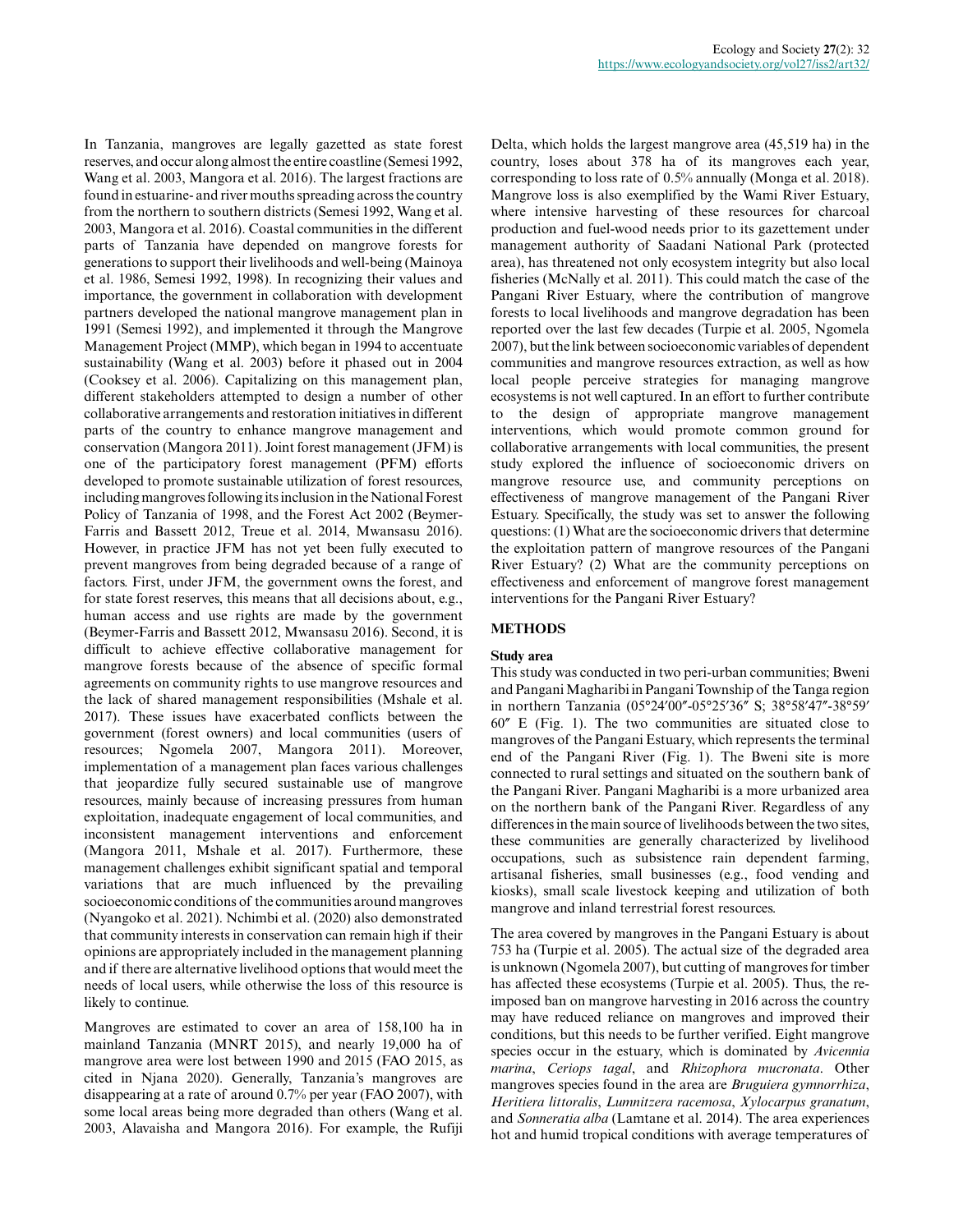In Tanzania, mangroves are legally gazetted as state forest reserves, and occur along almost the entire coastline (Semesi 1992, Wang et al. 2003, Mangora et al. 2016). The largest fractions are found in estuarine- and river mouths spreading across the country from the northern to southern districts (Semesi 1992, Wang et al. 2003, Mangora et al. 2016). Coastal communities in the different parts of Tanzania have depended on mangrove forests for generations to support their livelihoods and well-being (Mainoya et al. 1986, Semesi 1992, 1998). In recognizing their values and importance, the government in collaboration with development partners developed the national mangrove management plan in 1991 (Semesi 1992), and implemented it through the Mangrove Management Project (MMP), which began in 1994 to accentuate sustainability (Wang et al. 2003) before it phased out in 2004 (Cooksey et al. 2006). Capitalizing on this management plan, different stakeholders attempted to design a number of other collaborative arrangements and restoration initiatives in different parts of the country to enhance mangrove management and conservation (Mangora 2011). Joint forest management (JFM) is one of the participatory forest management (PFM) efforts developed to promote sustainable utilization of forest resources, including mangroves following its inclusion in the National Forest Policy of Tanzania of 1998, and the Forest Act 2002 (Beymer-Farris and Bassett 2012, Treue et al. 2014, Mwansasu 2016). However, in practice JFM has not yet been fully executed to prevent mangroves from being degraded because of a range of factors. First, under JFM, the government owns the forest, and for state forest reserves, this means that all decisions about, e.g., human access and use rights are made by the government (Beymer-Farris and Bassett 2012, Mwansasu 2016). Second, it is difficult to achieve effective collaborative management for mangrove forests because of the absence of specific formal agreements on community rights to use mangrove resources and the lack of shared management responsibilities (Mshale et al. 2017). These issues have exacerbated conflicts between the government (forest owners) and local communities (users of resources; Ngomela 2007, Mangora 2011). Moreover, implementation of a management plan faces various challenges that jeopardize fully secured sustainable use of mangrove resources, mainly because of increasing pressures from human exploitation, inadequate engagement of local communities, and inconsistent management interventions and enforcement (Mangora 2011, Mshale et al. 2017). Furthermore, these management challenges exhibit significant spatial and temporal variations that are much influenced by the prevailing socioeconomic conditions of the communities around mangroves (Nyangoko et al. 2021). Nchimbi et al. (2020) also demonstrated that community interests in conservation can remain high if their opinions are appropriately included in the management planning and if there are alternative livelihood options that would meet the needs of local users, while otherwise the loss of this resource is likely to continue.

Mangroves are estimated to cover an area of 158,100 ha in mainland Tanzania (MNRT 2015), and nearly 19,000 ha of mangrove area were lost between 1990 and 2015 (FAO 2015, as cited in Njana 2020). Generally, Tanzania's mangroves are disappearing at a rate of around 0.7% per year (FAO 2007), with some local areas being more degraded than others (Wang et al. 2003, Alavaisha and Mangora 2016). For example, the Rufiji Delta, which holds the largest mangrove area (45,519 ha) in the country, loses about 378 ha of its mangroves each year, corresponding to loss rate of 0.5% annually (Monga et al. 2018). Mangrove loss is also exemplified by the Wami River Estuary, where intensive harvesting of these resources for charcoal production and fuel-wood needs prior to its gazettement under management authority of Saadani National Park (protected area), has threatened not only ecosystem integrity but also local fisheries (McNally et al. 2011). This could match the case of the Pangani River Estuary, where the contribution of mangrove forests to local livelihoods and mangrove degradation has been reported over the last few decades (Turpie et al. 2005, Ngomela 2007), but the link between socioeconomic variables of dependent communities and mangrove resources extraction, as well as how local people perceive strategies for managing mangrove ecosystems is not well captured. In an effort to further contribute to the design of appropriate mangrove management interventions, which would promote common ground for collaborative arrangements with local communities, the present study explored the influence of socioeconomic drivers on mangrove resource use, and community perceptions on effectiveness of mangrove management of the Pangani River Estuary. Specifically, the study was set to answer the following questions: (1) What are the socioeconomic drivers that determine the exploitation pattern of mangrove resources of the Pangani River Estuary? (2) What are the community perceptions on effectiveness and enforcement of mangrove forest management interventions for the Pangani River Estuary?

## METHODS

### Study area

This study was conducted in two peri-urban communities; Bweni and Pangani Magharibi in Pangani Township of the Tanga region in northern Tanzania (05°24′00″-05°25′36″ S; 38°58′47″-38°59′ 60″ E (Fig. 1). The two communities are situated close to mangroves of the Pangani Estuary, which represents the terminal end of the Pangani River (Fig. 1). The Bweni site is more connected to rural settings and situated on the southern bank of the Pangani River. Pangani Magharibi is a more urbanized area on the northern bank of the Pangani River. Regardless of any differences in the main source of livelihoods between the two sites, these communities are generally characterized by livelihood occupations, such as subsistence rain dependent farming, artisanal fisheries, small businesses (e.g., food vending and kiosks), small scale livestock keeping and utilization of both mangrove and inland terrestrial forest resources.

The area covered by mangroves in the Pangani Estuary is about 753 ha (Turpie et al. 2005). The actual size of the degraded area is unknown (Ngomela 2007), but cutting of mangroves for timber has affected these ecosystems (Turpie et al. 2005). Thus, the re-imposed ban on mangrove harvesting in 2016 across the country may have reduced reliance on mangroves and improved their conditions, but this needs to be further verified. Eight mangrove species occur in the estuary, which is dominated by *Avicennia marina*, *Ceriops tagal*, and *Rhizophora mucronata*. Other mangroves species found in the area are *Bruguiera gymnorrhiza*, *Heritiera littoralis*, *Lumnitzera racemosa*, *Xylocarpus granatum*, and *Sonneratia alba* (Lamtane et al. 2014). The area experiences hot and humid tropical conditions with average temperatures of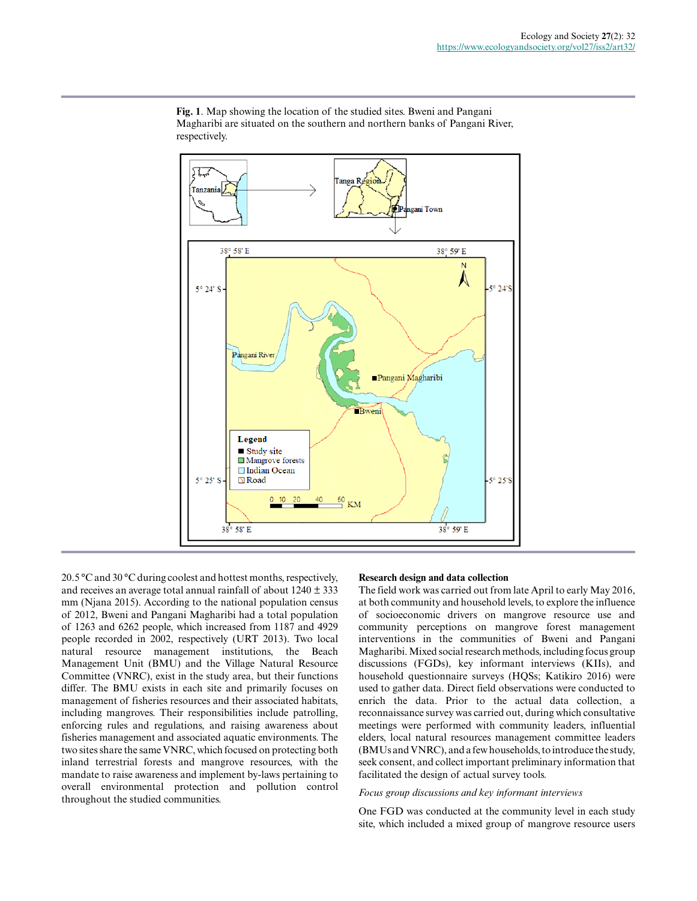**Fig. 1**. Map showing the location of the studied sites. Bweni and Pangani Magharibi are situated on the southern and northern banks of Pangani River, respectively.

20.5 °C and 30 °C during coolest and hottest months, respectively, and receives an average total annual rainfall of about 1240 ± 333 mm (Njana 2015). According to the national population census of 2012, Bweni and Pangani Magharibi had a total population of 1263 and 6262 people, which increased from 1187 and 4929 people recorded in 2002, respectively (URT 2013). Two local natural resource management institutions, the Beach Management Unit (BMU) and the Village Natural Resource Committee (VNRC), exist in the study area, but their functions differ. The BMU exists in each site and primarily focuses on management of fisheries resources and their associated habitats, including mangroves. Their responsibilities include patrolling, enforcing rules and regulations, and raising awareness about fisheries management and associated aquatic environments. The two sites share the same VNRC, which focused on protecting both inland terrestrial forests and mangrove resources, with the mandate to raise awareness and implement by-laws pertaining to overall environmental protection and pollution control throughout the studied communities.

### Research design and data collection

The field work was carried out from late April to early May 2016, at both community and household levels, to explore the influence of socioeconomic drivers on mangrove resource use and community perceptions on mangrove forest management interventions in the communities of Bweni and Pangani Magharibi. Mixed social research methods, including focus group discussions (FGDs), key informant interviews (KIIs), and household questionnaire surveys (HQSs; Katikiro 2016) were used to gather data. Direct field observations were conducted to enrich the data. Prior to the actual data collection, a reconnaissance survey was carried out, during which consultative meetings were performed with community leaders, influential elders, local natural resources management committee leaders (BMUs and VNRC), and a few households, to introduce the study, seek consent, and collect important preliminary information that facilitated the design of actual survey tools.

*Focus group discussions and key informant interviews*

One FGD was conducted at the community level in each study site, which included a mixed group of mangrove resource users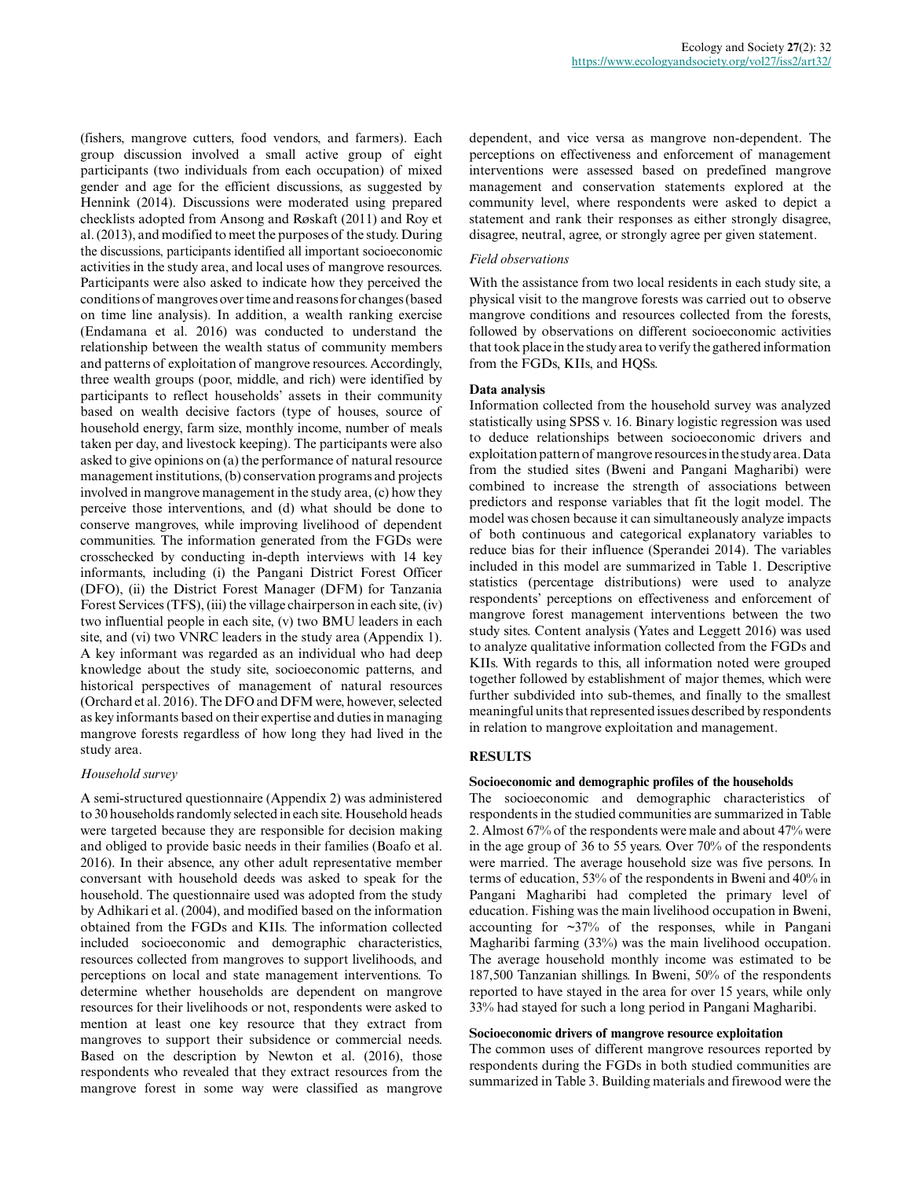(fishers, mangrove cutters, food vendors, and farmers). Each group discussion involved a small active group of eight participants (two individuals from each occupation) of mixed gender and age for the efficient discussions, as suggested by Hennink (2014). Discussions were moderated using prepared checklists adopted from Ansong and Røskaft (2011) and Roy et al. (2013), and modified to meet the purposes of the study. During the discussions, participants identified all important socioeconomic activities in the study area, and local uses of mangrove resources. Participants were also asked to indicate how they perceived the conditions of mangroves over time and reasons for changes (based on time line analysis). In addition, a wealth ranking exercise (Endamana et al. 2016) was conducted to understand the relationship between the wealth status of community members and patterns of exploitation of mangrove resources. Accordingly, three wealth groups (poor, middle, and rich) were identified by participants to reflect households' assets in their community based on wealth decisive factors (type of houses, source of household energy, farm size, monthly income, number of meals taken per day, and livestock keeping). The participants were also asked to give opinions on (a) the performance of natural resource management institutions, (b) conservation programs and projects involved in mangrove management in the study area, (c) how they perceive those interventions, and (d) what should be done to conserve mangroves, while improving livelihood of dependent communities. The information generated from the FGDs were crosschecked by conducting in-depth interviews with 14 key informants, including (i) the Pangani District Forest Officer (DFO), (ii) the District Forest Manager (DFM) for Tanzania Forest Services (TFS), (iii) the village chairperson in each site, (iv) two influential people in each site, (v) two BMU leaders in each site, and (vi) two VNRC leaders in the study area (Appendix 1). A key informant was regarded as an individual who had deep knowledge about the study site, socioeconomic patterns, and historical perspectives of management of natural resources (Orchard et al. 2016). The DFO and DFM were, however, selected as key informants based on their expertise and duties in managing mangrove forests regardless of how long they had lived in the study area.

*Household survey*

A semi-structured questionnaire (Appendix 2) was administered to 30 households randomly selected in each site. Household heads were targeted because they are responsible for decision making and obliged to provide basic needs in their families (Boafo et al. 2016). In their absence, any other adult representative member conversant with household deeds was asked to speak for the household. The questionnaire used was adopted from the study by Adhikari et al. (2004), and modified based on the information obtained from the FGDs and KIIs. The information collected included socioeconomic and demographic characteristics, resources collected from mangroves to support livelihoods, and perceptions on local and state management interventions. To determine whether households are dependent on mangrove resources for their livelihoods or not, respondents were asked to mention at least one key resource that they extract from mangroves to support their subsidence or commercial needs. Based on the description by Newton et al. (2016), those respondents who revealed that they extract resources from the mangrove forest in some way were classified as mangrove dependent, and vice versa as mangrove non-dependent. The perceptions on effectiveness and enforcement of management interventions were assessed based on predefined mangrove management and conservation statements explored at the community level, where respondents were asked to depict a statement and rank their responses as either strongly disagree, disagree, neutral, agree, or strongly agree per given statement.

*Field observations*

With the assistance from two local residents in each study site, a physical visit to the mangrove forests was carried out to observe mangrove conditions and resources collected from the forests, followed by observations on different socioeconomic activities that took place in the study area to verify the gathered information from the FGDs, KIIs, and HQSs.

**Data analysis**

Information collected from the household survey was analyzed statistically using SPSS v. 16. Binary logistic regression was used to deduce relationships between socioeconomic drivers and exploitation pattern of mangrove resources in the study area. Data from the studied sites (Bweni and Pangani Magharibi) were combined to increase the strength of associations between predictors and response variables that fit the logit model. The model was chosen because it can simultaneously analyze impacts of both continuous and categorical explanatory variables to reduce bias for their influence (Sperandei 2014). The variables included in this model are summarized in Table 1. Descriptive statistics (percentage distributions) were used to analyze respondents' perceptions on effectiveness and enforcement of mangrove forest management interventions between the two study sites. Content analysis (Yates and Leggett 2016) was used to analyze qualitative information collected from the FGDs and KIIs. With regards to this, all information noted were grouped together followed by establishment of major themes, which were further subdivided into sub-themes, and finally to the smallest meaningful units that represented issues described by respondents in relation to mangrove exploitation and management.

## RESULTS

**Socioeconomic and demographic profiles of the households**

The socioeconomic and demographic characteristics of respondents in the studied communities are summarized in Table 2. Almost 67% of the respondents were male and about 47% were in the age group of 36 to 55 years. Over 70% of the respondents were married. The average household size was five persons. In terms of education, 53% of the respondents in Bweni and 40% in Pangani Magharibi had completed the primary level of education. Fishing was the main livelihood occupation in Bweni, accounting for ~37% of the responses, while in Pangani Magharibi farming (33%) was the main livelihood occupation. The average household monthly income was estimated to be 187,500 Tanzanian shillings. In Bweni, 50% of the respondents reported to have stayed in the area for over 15 years, while only 33% had stayed for such a long period in Pangani Magharibi.

**Socioeconomic drivers of mangrove resource exploitation**

The common uses of different mangrove resources reported by respondents during the FGDs in both studied communities are summarized in Table 3. Building materials and firewood were the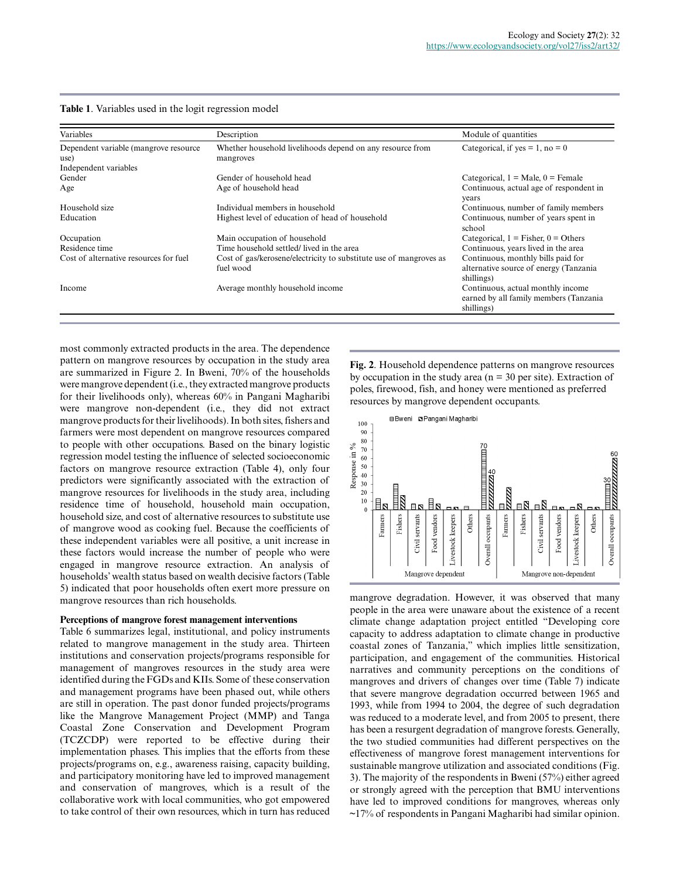**Table 1**. Variables used in the logit regression model

| Variables | Description | Module of quantities |
|---|---|---|
| Dependent variable (mangrove resource use) | Whether household livelihoods depend on any resource from mangroves | Categorical, if yes = 1, no = 0 |
| Independent variables | | |
| Gender | Gender of household head | Categorical, 1 = Male, 0 = Female |
| Age | Age of household head | Continuous, actual age of respondent in years |
| Household size | Individual members in household | Continuous, number of family members |
| Education | Highest level of education of head of household | Continuous, number of years spent in school |
| Occupation | Main occupation of household | Categorical, 1 = Fisher, 0 = Others |
| Residence time | Time household settled/ lived in the area | Continuous, years lived in the area |
| Cost of alternative resources for fuel | Cost of gas/kerosene/electricity to substitute use of mangroves as fuel wood | Continuous, monthly bills paid for alternative source of energy (Tanzania shillings) |
| Income | Average monthly household income | Continuous, actual monthly income earned by all family members (Tanzania shillings) |

most commonly extracted products in the area. The dependence pattern on mangrove resources by occupation in the study area are summarized in Figure 2. In Bweni, 70% of the households were mangrove dependent (i.e., they extracted mangrove products for their livelihoods only), whereas 60% in Pangani Magharibi were mangrove non-dependent (i.e., they did not extract mangrove products for their livelihoods). In both sites, fishers and farmers were most dependent on mangrove resources compared to people with other occupations. Based on the binary logistic regression model testing the influence of selected socioeconomic factors on mangrove resource extraction (Table 4), only four predictors were significantly associated with the extraction of mangrove resources for livelihoods in the study area, including residence time of household, household main occupation, household size, and cost of alternative resources to substitute use of mangrove wood as cooking fuel. Because the coefficients of these independent variables were all positive, a unit increase in these factors would increase the number of people who were engaged in mangrove resource extraction. An analysis of households' wealth status based on wealth decisive factors (Table 5) indicated that poor households often exert more pressure on mangrove resources than rich households.

### Perceptions of mangrove forest management interventions

Table 6 summarizes legal, institutional, and policy instruments related to mangrove management in the study area. Thirteen institutions and conservation projects/programs responsible for management of mangroves resources in the study area were identified during the FGDs and KIIs. Some of these conservation and management programs have been phased out, while others are still in operation. The past donor funded projects/programs like the Mangrove Management Project (MMP) and Tanga Coastal Zone Conservation and Development Program (TCZCDP) were reported to be effective during their implementation phases. This implies that the efforts from these projects/programs on, e.g., awareness raising, capacity building, and participatory monitoring have led to improved management and conservation of mangroves, which is a result of the collaborative work with local communities, who got empowered to take control of their own resources, which in turn has reduced

**Fig. 2**. Household dependence patterns on mangrove resources by occupation in the study area (n = 30 per site). Extraction of poles, firewood, fish, and honey were mentioned as preferred resources by mangrove dependent occupants.

mangrove degradation. However, it was observed that many people in the area were unaware about the existence of a recent climate change adaptation project entitled "Developing core capacity to address adaptation to climate change in productive coastal zones of Tanzania," which implies little sensitization, participation, and engagement of the communities. Historical narratives and community perceptions on the conditions of mangroves and drivers of changes over time (Table 7) indicate that severe mangrove degradation occurred between 1965 and 1993, while from 1994 to 2004, the degree of such degradation was reduced to a moderate level, and from 2005 to present, there has been a resurgent degradation of mangrove forests. Generally, the two studied communities had different perspectives on the effectiveness of mangrove forest management interventions for sustainable mangrove utilization and associated conditions (Fig. 3). The majority of the respondents in Bweni (57%) either agreed or strongly agreed with the perception that BMU interventions have led to improved conditions for mangroves, whereas only ~17% of respondents in Pangani Magharibi had similar opinion.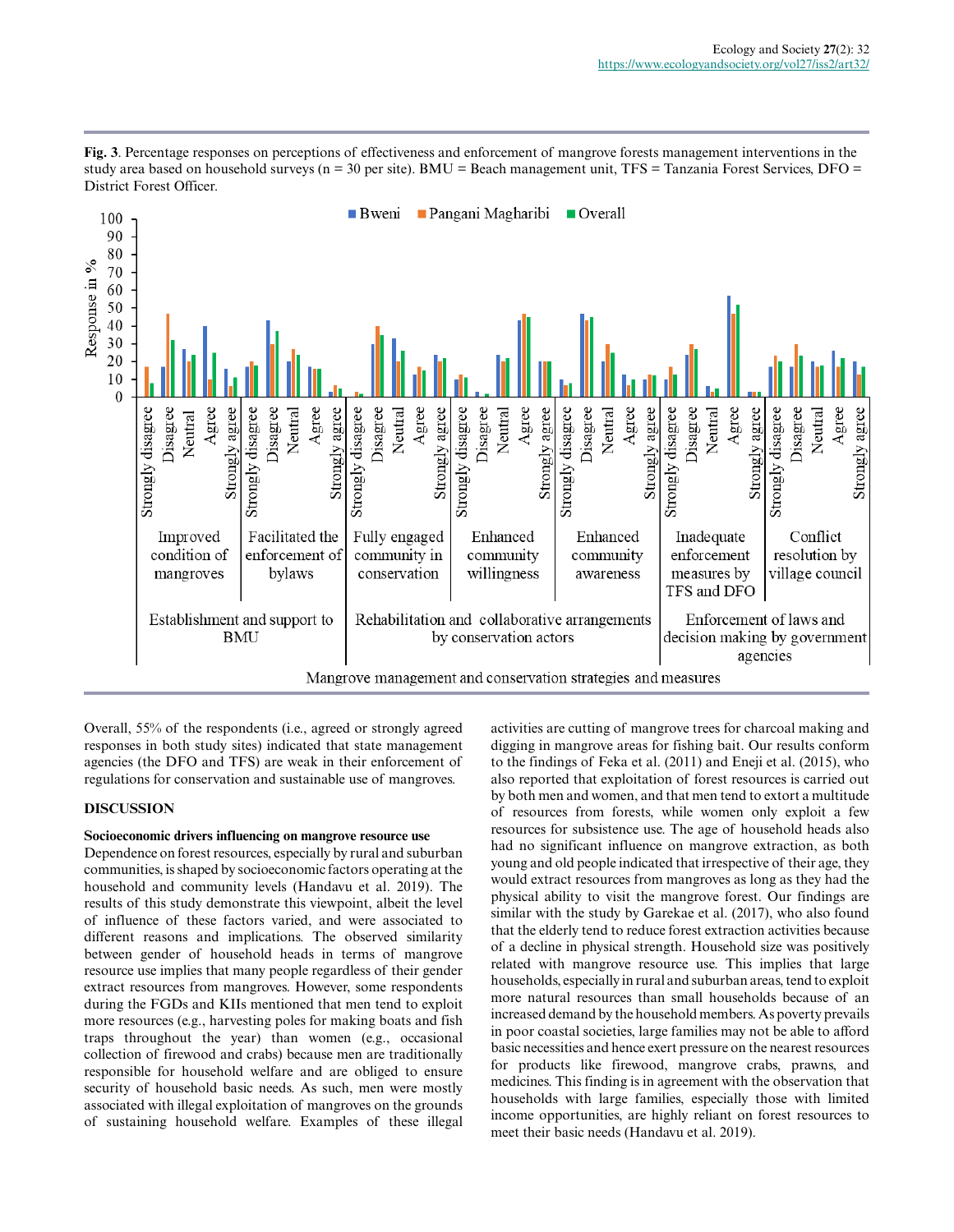**Fig. 3**. Percentage responses on perceptions of effectiveness and enforcement of mangrove forests management interventions in the study area based on household surveys (n = 30 per site). BMU = Beach management unit, TFS = Tanzania Forest Services, DFO = District Forest Officer.

Overall, 55% of the respondents (i.e., agreed or strongly agreed responses in both study sites) indicated that state management agencies (the DFO and TFS) are weak in their enforcement of regulations for conservation and sustainable use of mangroves.

## DISCUSSION

### Socioeconomic drivers influencing on mangrove resource use

Dependence on forest resources, especially by rural and suburban communities, is shaped by socioeconomic factors operating at the household and community levels (Handavu et al. 2019). The results of this study demonstrate this viewpoint, albeit the level of influence of these factors varied, and were associated to different reasons and implications. The observed similarity between gender of household heads in terms of mangrove resource use implies that many people regardless of their gender extract resources from mangroves. However, some respondents during the FGDs and KIIs mentioned that men tend to exploit more resources (e.g., harvesting poles for making boats and fish traps throughout the year) than women (e.g., occasional collection of firewood and crabs) because men are traditionally responsible for household welfare and are obliged to ensure security of household basic needs. As such, men were mostly associated with illegal exploitation of mangroves on the grounds of sustaining household welfare. Examples of these illegal activities are cutting of mangrove trees for charcoal making and digging in mangrove areas for fishing bait. Our results conform to the findings of Feka et al. (2011) and Eneji et al. (2015), who also reported that exploitation of forest resources is carried out by both men and women, and that men tend to extort a multitude of resources from forests, while women only exploit a few resources for subsistence use. The age of household heads also had no significant influence on mangrove extraction, as both young and old people indicated that irrespective of their age, they would extract resources from mangroves as long as they had the physical ability to visit the mangrove forest. Our findings are similar with the study by Garekae et al. (2017), who also found that the elderly tend to reduce forest extraction activities because of a decline in physical strength. Household size was positively related with mangrove resource use. This implies that large households, especially in rural and suburban areas, tend to exploit more natural resources than small households because of an increased demand by the household members. As poverty prevails in poor coastal societies, large families may not be able to afford basic necessities and hence exert pressure on the nearest resources for products like firewood, mangrove crabs, prawns, and medicines. This finding is in agreement with the observation that households with large families, especially those with limited income opportunities, are highly reliant on forest resources to meet their basic needs (Handavu et al. 2019).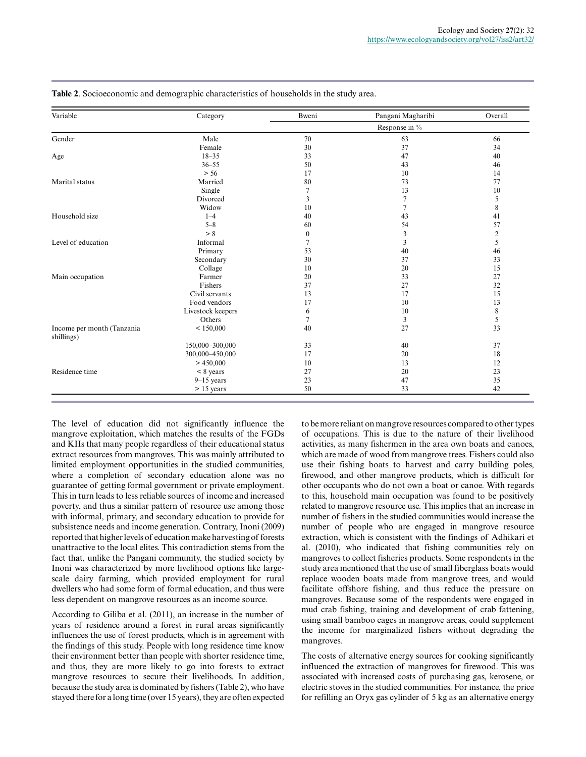**Table 2**. Socioeconomic and demographic characteristics of households in the study area.

| Variable | Category | Bweni | Pangani Magharibi | Overall |
|---|---|---|---|---|
| | | Response in % | | |
| Gender | Male | 70 | 63 | 66 |
| | Female | 30 | 37 | 34 |
| Age | 18–35 | 33 | 47 | 40 |
| | 36–55 | 50 | 43 | 46 |
| | > 56 | 17 | 10 | 14 |
| Marital status | Married | 80 | 73 | 77 |
| | Single | 7 | 13 | 10 |
| | Divorced | 3 | 7 | 5 |
| | Widow | 10 | 7 | 8 |
| Household size | 1–4 | 40 | 43 | 41 |
| | 5–8 | 60 | 54 | 57 |
| | > 8 | 0 | 3 | 2 |
| Level of education | Informal | 7 | 3 | 5 |
| | Primary | 53 | 40 | 46 |
| | Secondary | 30 | 37 | 33 |
| | Collage | 10 | 20 | 15 |
| Main occupation | Farmer | 20 | 33 | 27 |
| | Fishers | 37 | 27 | 32 |
| | Civil servants | 13 | 17 | 15 |
| | Food vendors | 17 | 10 | 13 |
| | Livestock keepers | 6 | 10 | 8 |
| | Others | 7 | 3 | 5 |
| Income per month (Tanzania shillings) | < 150,000 | 40 | 27 | 33 |
| | 150,000–300,000 | 33 | 40 | 37 |
| | 300,000–450,000 | 17 | 20 | 18 |
| | > 450,000 | 10 | 13 | 12 |
| Residence time | < 8 years | 27 | 20 | 23 |
| | 9–15 years | 23 | 47 | 35 |
| | > 15 years | 50 | 33 | 42 |

The level of education did not significantly influence the mangrove exploitation, which matches the results of the FGDs and KIIs that many people regardless of their educational status extract resources from mangroves. This was mainly attributed to limited employment opportunities in the studied communities, where a completion of secondary education alone was no guarantee of getting formal government or private employment. This in turn leads to less reliable sources of income and increased poverty, and thus a similar pattern of resource use among those with informal, primary, and secondary education to provide for subsistence needs and income generation. Contrary, Inoni (2009) reported that higher levels of education make harvesting of forests unattractive to the local elites. This contradiction stems from the fact that, unlike the Pangani community, the studied society by Inoni was characterized by more livelihood options like large-scale dairy farming, which provided employment for rural dwellers who had some form of formal education, and thus were less dependent on mangrove resources as an income source.

According to Giliba et al. (2011), an increase in the number of years of residence around a forest in rural areas significantly influences the use of forest products, which is in agreement with the findings of this study. People with long residence time know their environment better than people with shorter residence time, and thus, they are more likely to go into forests to extract mangrove resources to secure their livelihoods. In addition, because the study area is dominated by fishers (Table 2), who have stayed there for a long time (over 15 years), they are often expected to be more reliant on mangrove resources compared to other types of occupations. This is due to the nature of their livelihood activities, as many fishermen in the area own boats and canoes, which are made of wood from mangrove trees. Fishers could also use their fishing boats to harvest and carry building poles, firewood, and other mangrove products, which is difficult for other occupants who do not own a boat or canoe. With regards to this, household main occupation was found to be positively related to mangrove resource use. This implies that an increase in number of fishers in the studied communities would increase the number of people who are engaged in mangrove resource extraction, which is consistent with the findings of Adhikari et al. (2010), who indicated that fishing communities rely on mangroves to collect fisheries products. Some respondents in the study area mentioned that the use of small fiberglass boats would replace wooden boats made from mangrove trees, and would facilitate offshore fishing, and thus reduce the pressure on mangroves. Because some of the respondents were engaged in mud crab fishing, training and development of crab fattening, using small bamboo cages in mangrove areas, could supplement the income for marginalized fishers without degrading the mangroves.

The costs of alternative energy sources for cooking significantly influenced the extraction of mangroves for firewood. This was associated with increased costs of purchasing gas, kerosene, or electric stoves in the studied communities. For instance, the price for refilling an Oryx gas cylinder of 5 kg as an alternative energy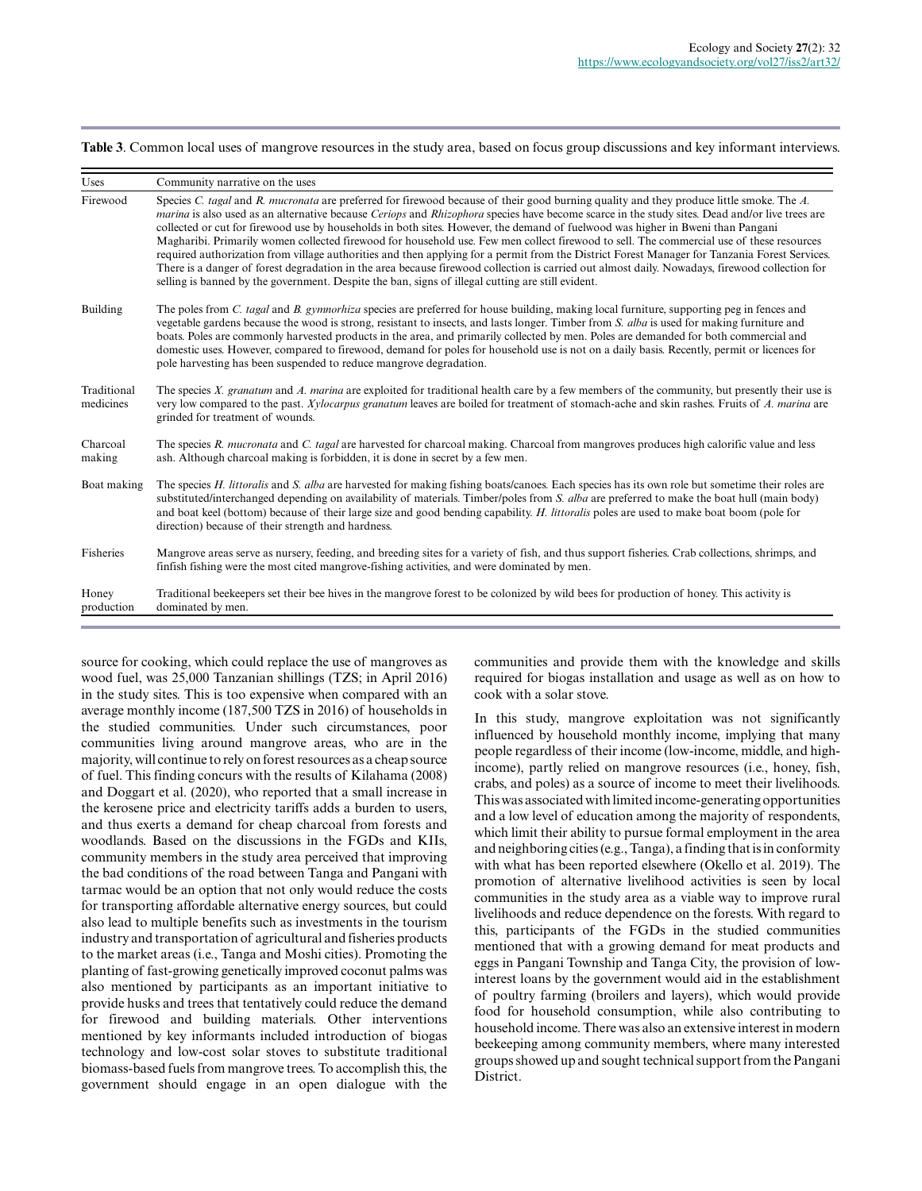**Table 3**. Common local uses of mangrove resources in the study area, based on focus group discussions and key informant interviews.

| Uses | Community narrative on the uses |
|---|---|
| Firewood | Species *C. tagal* and *R. mucronata* are preferred for firewood because of their good burning quality and they produce little smoke. The *A. marina* is also used as an alternative because *Ceriops* and *Rhizophora* species have become scarce in the study sites. Dead and/or live trees are collected or cut for firewood use by households in both sites. However, the demand of fuelwood was higher in Bweni than Pangani Magharibi. Primarily women collected firewood for household use. Few men collect firewood to sell. The commercial use of these resources required authorization from village authorities and then applying for a permit from the District Forest Manager for Tanzania Forest Services. There is a danger of forest degradation in the area because firewood collection is carried out almost daily. Nowadays, firewood collection for selling is banned by the government. Despite the ban, signs of illegal cutting are still evident. |
| Building | The poles from *C. tagal* and *B. gymnorhiza* species are preferred for house building, making local furniture, supporting peg in fences and vegetable gardens because the wood is strong, resistant to insects, and lasts longer. Timber from *S. alba* is used for making furniture and boats. Poles are commonly harvested products in the area, and primarily collected by men. Poles are demanded for both commercial and domestic uses. However, compared to firewood, demand for poles for household use is not on a daily basis. Recently, permit or licences for pole harvesting has been suspended to reduce mangrove degradation. |
| Traditional medicines | The species *X. granatum* and *A. marina* are exploited for traditional health care by a few members of the community, but presently their use is very low compared to the past. *Xylocarpus granatum* leaves are boiled for treatment of stomach-ache and skin rashes. Fruits of *A. marina* are grinded for treatment of wounds. |
| Charcoal making | The species *R. mucronata* and *C. tagal* are harvested for charcoal making. Charcoal from mangroves produces high calorific value and less ash. Although charcoal making is forbidden, it is done in secret by a few men. |
| Boat making | The species *H. littoralis* and *S. alba* are harvested for making fishing boats/canoes. Each species has its own role but sometime their roles are substituted/interchanged depending on availability of materials. Timber/poles from *S. alba* are preferred to make the boat hull (main body) and boat keel (bottom) because of their large size and good bending capability. *H. littoralis* poles are used to make boat boom (pole for direction) because of their strength and hardness. |
| Fisheries | Mangrove areas serve as nursery, feeding, and breeding sites for a variety of fish, and thus support fisheries. Crab collections, shrimps, and finfish fishing were the most cited mangrove-fishing activities, and were dominated by men. |
| Honey production | Traditional beekeepers set their bee hives in the mangrove forest to be colonized by wild bees for production of honey. This activity is dominated by men. |

source for cooking, which could replace the use of mangroves as wood fuel, was 25,000 Tanzanian shillings (TZS; in April 2016) in the study sites. This is too expensive when compared with an average monthly income (187,500 TZS in 2016) of households in the studied communities. Under such circumstances, poor communities living around mangrove areas, who are in the majority, will continue to rely on forest resources as a cheap source of fuel. This finding concurs with the results of Kilahama (2008) and Doggart et al. (2020), who reported that a small increase in the kerosene price and electricity tariffs adds a burden to users, and thus exerts a demand for cheap charcoal from forests and woodlands. Based on the discussions in the FGDs and KIIs, community members in the study area perceived that improving the bad conditions of the road between Tanga and Pangani with tarmac would be an option that not only would reduce the costs for transporting affordable alternative energy sources, but could also lead to multiple benefits such as investments in the tourism industry and transportation of agricultural and fisheries products to the market areas (i.e., Tanga and Moshi cities). Promoting the planting of fast-growing genetically improved coconut palms was also mentioned by participants as an important initiative to provide husks and trees that tentatively could reduce the demand for firewood and building materials. Other interventions mentioned by key informants included introduction of biogas technology and low-cost solar stoves to substitute traditional biomass-based fuels from mangrove trees. To accomplish this, the government should engage in an open dialogue with the communities and provide them with the knowledge and skills required for biogas installation and usage as well as on how to cook with a solar stove.

In this study, mangrove exploitation was not significantly influenced by household monthly income, implying that many people regardless of their income (low-income, middle, and high-income), partly relied on mangrove resources (i.e., honey, fish, crabs, and poles) as a source of income to meet their livelihoods. This was associated with limited income-generating opportunities and a low level of education among the majority of respondents, which limit their ability to pursue formal employment in the area and neighboring cities (e.g., Tanga), a finding that is in conformity with what has been reported elsewhere (Okello et al. 2019). The promotion of alternative livelihood activities is seen by local communities in the study area as a viable way to improve rural livelihoods and reduce dependence on the forests. With regard to this, participants of the FGDs in the studied communities mentioned that with a growing demand for meat products and eggs in Pangani Township and Tanga City, the provision of low-interest loans by the government would aid in the establishment of poultry farming (broilers and layers), which would provide food for household consumption, while also contributing to household income. There was also an extensive interest in modern beekeeping among community members, where many interested groups showed up and sought technical support from the Pangani District.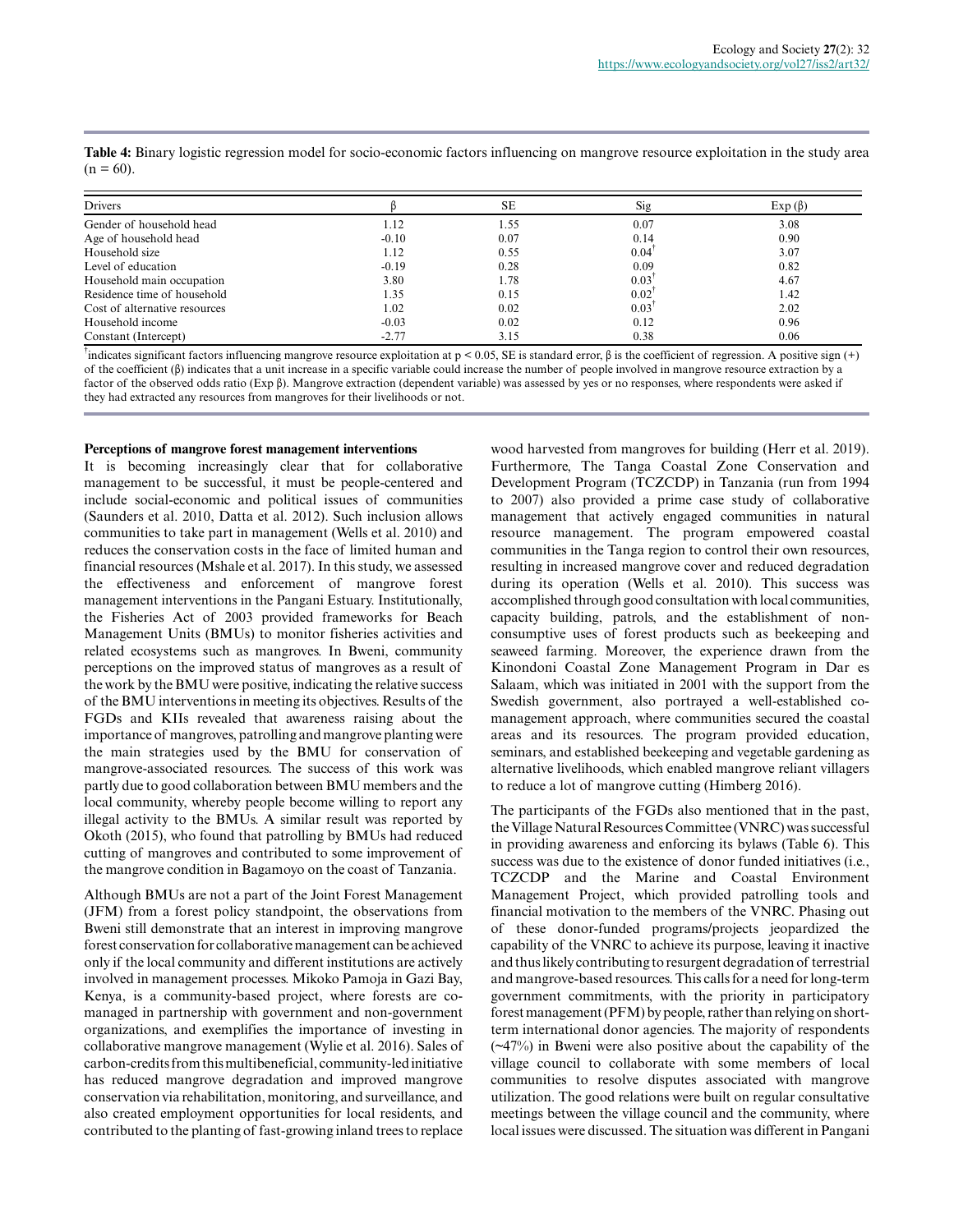**Table 4:** Binary logistic regression model for socio-economic factors influencing on mangrove resource exploitation in the study area (n = 60).

| Drivers | β | SE | Sig | Exp (β) |
|---|---|---|---|---|
| Gender of household head | 1.12 | 1.55 | 0.07 | 3.08 |
| Age of household head | -0.10 | 0.07 | 0.14 | 0.90 |
| Household size | 1.12 | 0.55 | 0.04[†] | 3.07 |
| Level of education | -0.19 | 0.28 | 0.09 | 0.82 |
| Household main occupation | 3.80 | 1.78 | 0.03[†] | 4.67 |
| Residence time of household | 1.35 | 0.15 | 0.02[†] | 1.42 |
| Cost of alternative resources | 1.02 | 0.02 | 0.03[†] | 2.02 |
| Household income | -0.03 | 0.02 | 0.12 | 0.96 |
| Constant (Intercept) | -2.77 | 3.15 | 0.38 | 0.06 |

[†]indicates significant factors influencing mangrove resource exploitation at $p < 0.05$, SE is standard error, β is the coefficient of regression. A positive sign (+) of the coefficient (β) indicates that a unit increase in a specific variable could increase the number of people involved in mangrove resource extraction by a factor of the observed odds ratio (Exp β). Mangrove extraction (dependent variable) was assessed by yes or no responses, where respondents were asked if they had extracted any resources from mangroves for their livelihoods or not.

**Perceptions of mangrove forest management interventions**

It is becoming increasingly clear that for collaborative management to be successful, it must be people-centered and include social-economic and political issues of communities (Saunders et al. 2010, Datta et al. 2012). Such inclusion allows communities to take part in management (Wells et al. 2010) and reduces the conservation costs in the face of limited human and financial resources (Mshale et al. 2017). In this study, we assessed the effectiveness and enforcement of mangrove forest management interventions in the Pangani Estuary. Institutionally, the Fisheries Act of 2003 provided frameworks for Beach Management Units (BMUs) to monitor fisheries activities and related ecosystems such as mangroves. In Bweni, community perceptions on the improved status of mangroves as a result of the work by the BMU were positive, indicating the relative success of the BMU interventions in meeting its objectives. Results of the FGDs and KIIs revealed that awareness raising about the importance of mangroves, patrolling and mangrove planting were the main strategies used by the BMU for conservation of mangrove-associated resources. The success of this work was partly due to good collaboration between BMU members and the local community, whereby people become willing to report any illegal activity to the BMUs. A similar result was reported by Okoth (2015), who found that patrolling by BMUs had reduced cutting of mangroves and contributed to some improvement of the mangrove condition in Bagamoyo on the coast of Tanzania.

Although BMUs are not a part of the Joint Forest Management (JFM) from a forest policy standpoint, the observations from Bweni still demonstrate that an interest in improving mangrove forest conservation for collaborative management can be achieved only if the local community and different institutions are actively involved in management processes. Mikoko Pamoja in Gazi Bay, Kenya, is a community-based project, where forests are co-managed in partnership with government and non-government organizations, and exemplifies the importance of investing in collaborative mangrove management (Wylie et al. 2016). Sales of carbon-credits from this multibeneficial, community-led initiative has reduced mangrove degradation and improved mangrove conservation via rehabilitation, monitoring, and surveillance, and also created employment opportunities for local residents, and contributed to the planting of fast-growing inland trees to replace wood harvested from mangroves for building (Herr et al. 2019). Furthermore, The Tanga Coastal Zone Conservation and Development Program (TCZCDP) in Tanzania (run from 1994 to 2007) also provided a prime case study of collaborative management that actively engaged communities in natural resource management. The program empowered coastal communities in the Tanga region to control their own resources, resulting in increased mangrove cover and reduced degradation during its operation (Wells et al. 2010). This success was accomplished through good consultation with local communities, capacity building, patrols, and the establishment of non-consumptive uses of forest products such as beekeeping and seaweed farming. Moreover, the experience drawn from the Kinondoni Coastal Zone Management Program in Dar es Salaam, which was initiated in 2001 with the support from the Swedish government, also portrayed a well-established co-management approach, where communities secured the coastal areas and its resources. The program provided education, seminars, and established beekeeping and vegetable gardening as alternative livelihoods, which enabled mangrove reliant villagers to reduce a lot of mangrove cutting (Himberg 2016).

The participants of the FGDs also mentioned that in the past, the Village Natural Resources Committee (VNRC) was successful in providing awareness and enforcing its bylaws (Table 6). This success was due to the existence of donor funded initiatives (i.e., TCZCDP and the Marine and Coastal Environment Management Project, which provided patrolling tools and financial motivation to the members of the VNRC. Phasing out of these donor-funded programs/projects jeopardized the capability of the VNRC to achieve its purpose, leaving it inactive and thus likely contributing to resurgent degradation of terrestrial and mangrove-based resources. This calls for a need for long-term government commitments, with the priority in participatory forest management (PFM) by people, rather than relying on short-term international donor agencies. The majority of respondents (~47%) in Bweni were also positive about the capability of the village council to collaborate with some members of local communities to resolve disputes associated with mangrove utilization. The good relations were built on regular consultative meetings between the village council and the community, where local issues were discussed. The situation was different in Pangani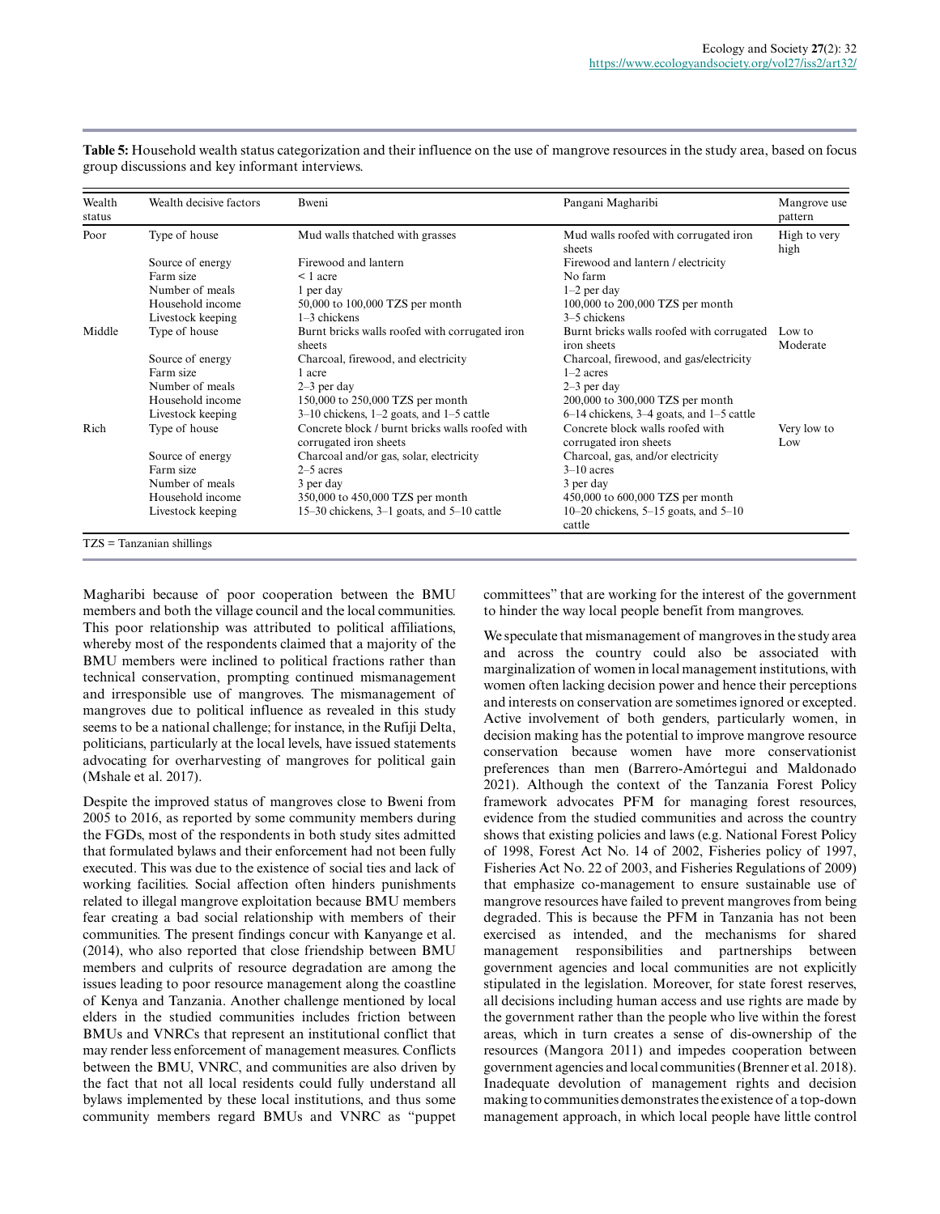**Table 5:** Household wealth status categorization and their influence on the use of mangrove resources in the study area, based on focus group discussions and key informant interviews.

| Wealth status | Wealth decisive factors | Bweni | Pangani Magharibi | Mangrove use pattern |
|---|---|---|---|---|
| Poor | Type of house | Mud walls thatched with grasses | Mud walls roofed with corrugated iron sheets | High to very high |
| | Source of energy | Firewood and lantern | Firewood and lantern / electricity | |
| | Farm size | < 1 acre | No farm | |
| | Number of meals | 1 per day | 1–2 per day | |
| | Household income | 50,000 to 100,000 TZS per month | 100,000 to 200,000 TZS per month | |
| | Livestock keeping | 1–3 chickens | 3–5 chickens | |
| Middle | Type of house | Burnt bricks walls roofed with corrugated iron sheets | Burnt bricks walls roofed with corrugated iron sheets | Low to Moderate |
| | Source of energy | Charcoal, firewood, and electricity | Charcoal, firewood, and gas/electricity | |
| | Farm size | 1 acre | 1–2 acres | |
| | Number of meals | 2–3 per day | 2–3 per day | |
| | Household income | 150,000 to 250,000 TZS per month | 200,000 to 300,000 TZS per month | |
| | Livestock keeping | 3–10 chickens, 1–2 goats, and 1–5 cattle | 6–14 chickens, 3–4 goats, and 1–5 cattle | |
| Rich | Type of house | Concrete block / burnt bricks walls roofed with corrugated iron sheets | Concrete block walls roofed with corrugated iron sheets | Very low to Low |
| | Source of energy | Charcoal and/or gas, solar, electricity | Charcoal, gas, and/or electricity | |
| | Farm size | 2–5 acres | 3–10 acres | |
| | Number of meals | 3 per day | 3 per day | |
| | Household income | 350,000 to 450,000 TZS per month | 450,000 to 600,000 TZS per month | |
| | Livestock keeping | 15–30 chickens, 3–1 goats, and 5–10 cattle | 10–20 chickens, 5–15 goats, and 5–10 cattle | |

TZS = Tanzanian shillings

Magharibi because of poor cooperation between the BMU members and both the village council and the local communities. This poor relationship was attributed to political affiliations, whereby most of the respondents claimed that a majority of the BMU members were inclined to political fractions rather than technical conservation, prompting continued mismanagement and irresponsible use of mangroves. The mismanagement of mangroves due to political influence as revealed in this study seems to be a national challenge; for instance, in the Rufiji Delta, politicians, particularly at the local levels, have issued statements advocating for overharvesting of mangroves for political gain (Mshale et al. 2017).

Despite the improved status of mangroves close to Bweni from 2005 to 2016, as reported by some community members during the FGDs, most of the respondents in both study sites admitted that formulated bylaws and their enforcement had not been fully executed. This was due to the existence of social ties and lack of working facilities. Social affection often hinders punishments related to illegal mangrove exploitation because BMU members fear creating a bad social relationship with members of their communities. The present findings concur with Kanyange et al. (2014), who also reported that close friendship between BMU members and culprits of resource degradation are among the issues leading to poor resource management along the coastline of Kenya and Tanzania. Another challenge mentioned by local elders in the studied communities includes friction between BMUs and VNRCs that represent an institutional conflict that may render less enforcement of management measures. Conflicts between the BMU, VNRC, and communities are also driven by the fact that not all local residents could fully understand all bylaws implemented by these local institutions, and thus some community members regard BMUs and VNRC as "puppet committees" that are working for the interest of the government to hinder the way local people benefit from mangroves.

We speculate that mismanagement of mangroves in the study area and across the country could also be associated with marginalization of women in local management institutions, with women often lacking decision power and hence their perceptions and interests on conservation are sometimes ignored or excepted. Active involvement of both genders, particularly women, in decision making has the potential to improve mangrove resource conservation because women have more conservationist preferences than men (Barrero-Amórtegui and Maldonado 2021). Although the context of the Tanzania Forest Policy framework advocates PFM for managing forest resources, evidence from the studied communities and across the country shows that existing policies and laws (e.g. National Forest Policy of 1998, Forest Act No. 14 of 2002, Fisheries policy of 1997, Fisheries Act No. 22 of 2003, and Fisheries Regulations of 2009) that emphasize co-management to ensure sustainable use of mangrove resources have failed to prevent mangroves from being degraded. This is because the PFM in Tanzania has not been exercised as intended, and the mechanisms for shared management responsibilities and partnerships between government agencies and local communities are not explicitly stipulated in the legislation. Moreover, for state forest reserves, all decisions including human access and use rights are made by the government rather than the people who live within the forest areas, which in turn creates a sense of dis-ownership of the resources (Mangora 2011) and impedes cooperation between government agencies and local communities (Brenner et al. 2018). Inadequate devolution of management rights and decision making to communities demonstrates the existence of a top-down management approach, in which local people have little control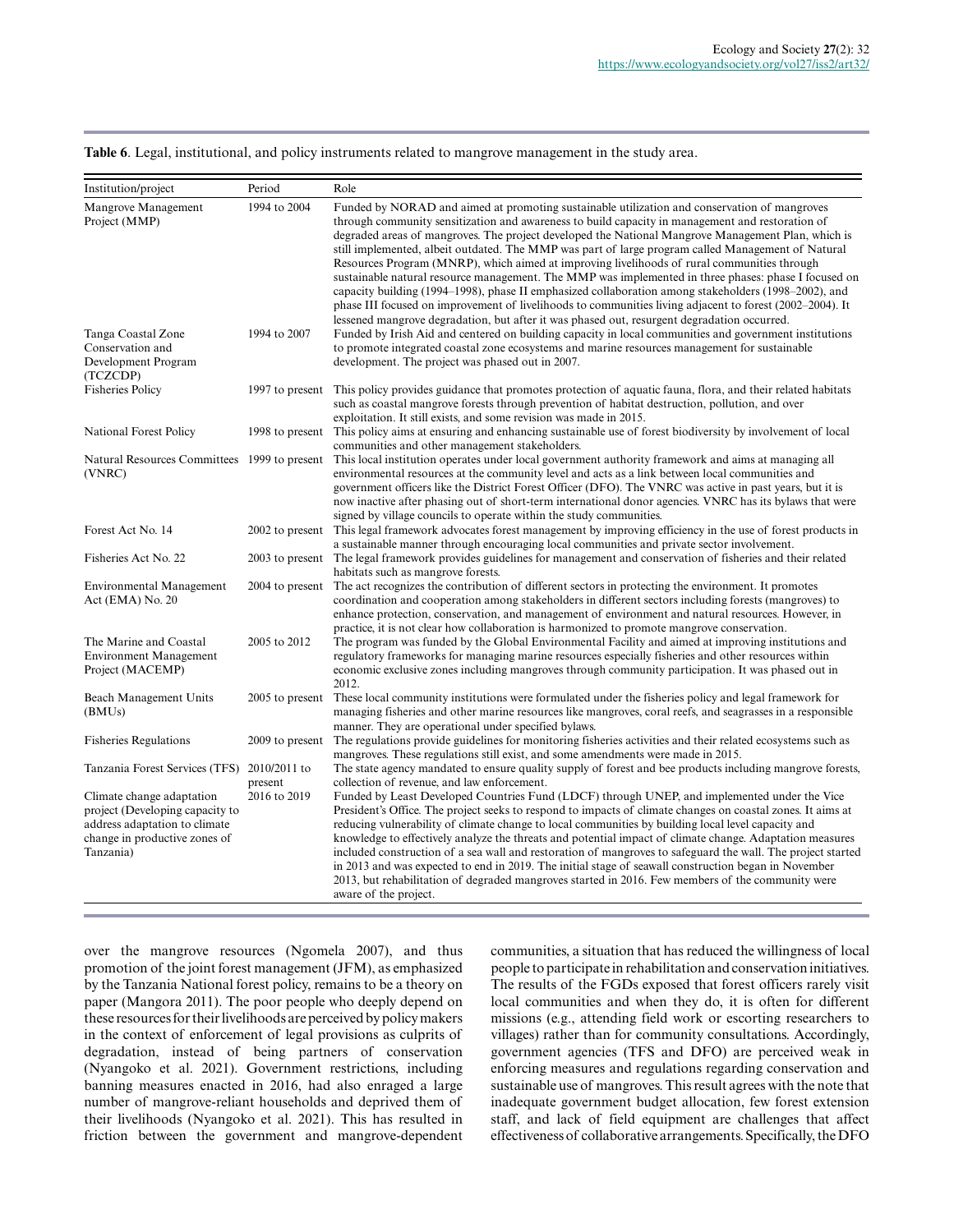**Table 6**. Legal, institutional, and policy instruments related to mangrove management in the study area.

| Institution/project | Period | Role |
|---|---|---|
| Mangrove Management Project (MMP) | 1994 to 2004 | Funded by NORAD and aimed at promoting sustainable utilization and conservation of mangroves through community sensitization and awareness to build capacity in management and restoration of degraded areas of mangroves. The project developed the National Mangrove Management Plan, which is still implemented, albeit outdated. The MMP was part of large program called Management of Natural Resources Program (MNRP), which aimed at improving livelihoods of rural communities through sustainable natural resource management. The MMP was implemented in three phases: phase I focused on capacity building (1994–1998), phase II emphasized collaboration among stakeholders (1998–2002), and phase III focused on improvement of livelihoods to communities living adjacent to forest (2002–2004). It lessened mangrove degradation, but after it was phased out, resurgent degradation occurred. |
| Tanga Coastal Zone Conservation and Development Program (TCZCDP) | 1994 to 2007 | Funded by Irish Aid and centered on building capacity in local communities and government institutions to promote integrated coastal zone ecosystems and marine resources management for sustainable development. The project was phased out in 2007. |
| Fisheries Policy | 1997 to present | This policy provides guidance that promotes protection of aquatic fauna, flora, and their related habitats such as coastal mangrove forests through prevention of habitat destruction, pollution, and over exploitation. It still exists, and some revision was made in 2015. |
| National Forest Policy | 1998 to present | This policy aims at ensuring and enhancing sustainable use of forest biodiversity by involvement of local communities and other management stakeholders. |
| Natural Resources Committees (VNRC) | 1999 to present | This local institution operates under local government authority framework and aims at managing all environmental resources at the community level and acts as a link between local communities and government officers like the District Forest Officer (DFO). The VNRC was active in past years, but it is now inactive after phasing out of short-term international donor agencies. VNRC has its bylaws that were signed by village councils to operate within the study communities. |
| Forest Act No. 14 | 2002 to present | This legal framework advocates forest management by improving efficiency in the use of forest products in a sustainable manner through encouraging local communities and private sector involvement. |
| Fisheries Act No. 22 | 2003 to present | The legal framework provides guidelines for management and conservation of fisheries and their related habitats such as mangrove forests. |
| Environmental Management Act (EMA) No. 20 | 2004 to present | The act recognizes the contribution of different sectors in protecting the environment. It promotes coordination and cooperation among stakeholders in different sectors including forests (mangroves) to enhance protection, conservation, and management of environment and natural resources. However, in practice, it is not clear how collaboration is harmonized to promote mangrove conservation. |
| The Marine and Coastal Environment Management Project (MACEMP) | 2005 to 2012 | The program was funded by the Global Environmental Facility and aimed at improving institutions and regulatory frameworks for managing marine resources especially fisheries and other resources within economic exclusive zones including mangroves through community participation. It was phased out in 2012. |
| Beach Management Units (BMUs) | 2005 to present | These local community institutions were formulated under the fisheries policy and legal framework for managing fisheries and other marine resources like mangroves, coral reefs, and seagrasses in a responsible manner. They are operational under specified bylaws. |
| Fisheries Regulations | 2009 to present | The regulations provide guidelines for monitoring fisheries activities and their related ecosystems such as mangroves. These regulations still exist, and some amendments were made in 2015. |
| Tanzania Forest Services (TFS) | 2010/2011 to present | The state agency mandated to ensure quality supply of forest and bee products including mangrove forests, collection of revenue, and law enforcement. |
| Climate change adaptation project (Developing capacity to address adaptation to climate change in productive zones of Tanzania) | 2016 to 2019 | Funded by Least Developed Countries Fund (LDCF) through UNEP, and implemented under the Vice President's Office. The project seeks to respond to impacts of climate changes on coastal zones. It aims at reducing vulnerability of climate change to local communities by building local level capacity and knowledge to effectively analyze the threats and potential impact of climate change. Adaptation measures included construction of a sea wall and restoration of mangroves to safeguard the wall. The project started in 2013 and was expected to end in 2019. The initial stage of seawall construction began in November 2013, but rehabilitation of degraded mangroves started in 2016. Few members of the community were aware of the project. |

over the mangrove resources (Ngomela 2007), and thus promotion of the joint forest management (JFM), as emphasized by the Tanzania National forest policy, remains to be a theory on paper (Mangora 2011). The poor people who deeply depend on these resources for their livelihoods are perceived by policy makers in the context of enforcement of legal provisions as culprits of degradation, instead of being partners of conservation (Nyangoko et al. 2021). Government restrictions, including banning measures enacted in 2016, had also enraged a large number of mangrove-reliant households and deprived them of their livelihoods (Nyangoko et al. 2021). This has resulted in friction between the government and mangrove-dependent communities, a situation that has reduced the willingness of local people to participate in rehabilitation and conservation initiatives. The results of the FGDs exposed that forest officers rarely visit local communities and when they do, it is often for different missions (e.g., attending field work or escorting researchers to villages) rather than for community consultations. Accordingly, government agencies (TFS and DFO) are perceived weak in enforcing measures and regulations regarding conservation and sustainable use of mangroves. This result agrees with the note that inadequate government budget allocation, few forest extension staff, and lack of field equipment are challenges that affect effectiveness of collaborative arrangements. Specifically, the DFO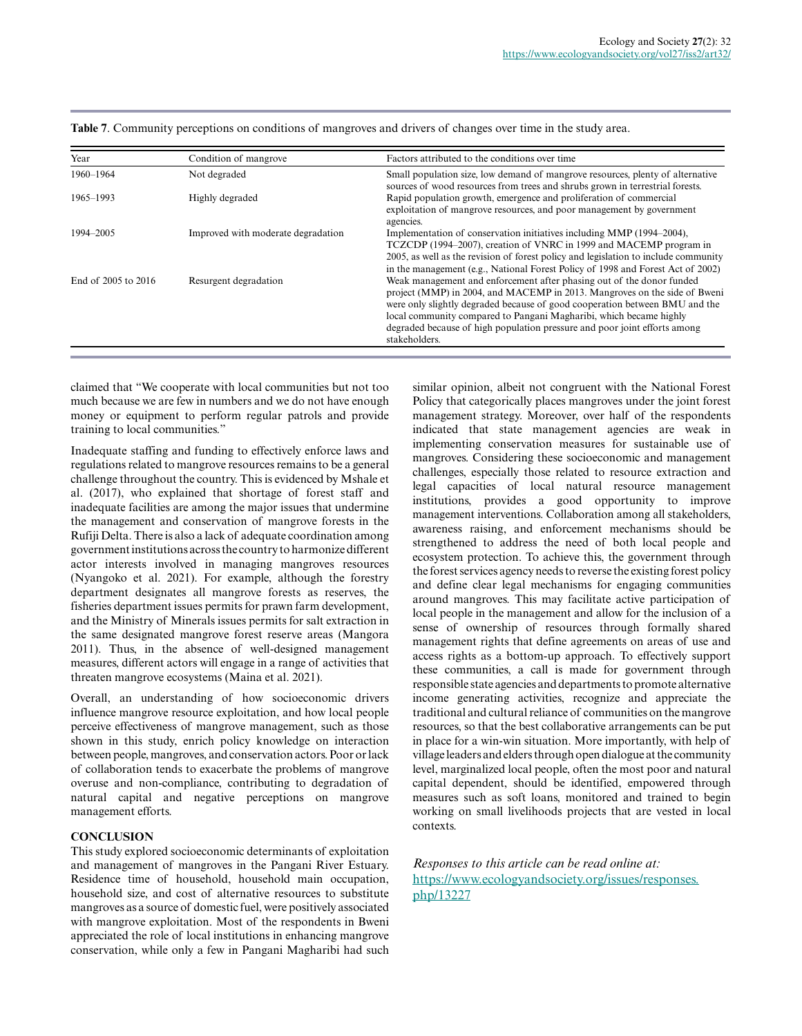**Table 7**. Community perceptions on conditions of mangroves and drivers of changes over time in the study area.

| Year | Condition of mangrove | Factors attributed to the conditions over time |
|---|---|---|
| 1960–1964 | Not degraded | Small population size, low demand of mangrove resources, plenty of alternative sources of wood resources from trees and shrubs grown in terrestrial forests. |
| 1965–1993 | Highly degraded | Rapid population growth, emergence and proliferation of commercial exploitation of mangrove resources, and poor management by government agencies. |
| 1994–2005 | Improved with moderate degradation | Implementation of conservation initiatives including MMP (1994–2004), TCZCDP (1994–2007), creation of VNRC in 1999 and MACEMP program in 2005, as well as the revision of forest policy and legislation to include community in the management (e.g., National Forest Policy of 1998 and Forest Act of 2002) |
| End of 2005 to 2016 | Resurgent degradation | Weak management and enforcement after phasing out of the donor funded project (MMP) in 2004, and MACEMP in 2013. Mangroves on the side of Bweni were only slightly degraded because of good cooperation between BMU and the local community compared to Pangani Magharibi, which became highly degraded because of high population pressure and poor joint efforts among stakeholders. |

claimed that "We cooperate with local communities but not too much because we are few in numbers and we do not have enough money or equipment to perform regular patrols and provide training to local communities."

Inadequate staffing and funding to effectively enforce laws and regulations related to mangrove resources remains to be a general challenge throughout the country. This is evidenced by Mshale et al. (2017), who explained that shortage of forest staff and inadequate facilities are among the major issues that undermine the management and conservation of mangrove forests in the Rufiji Delta. There is also a lack of adequate coordination among government institutions across the country to harmonize different actor interests involved in managing mangroves resources (Nyangoko et al. 2021). For example, although the forestry department designates all mangrove forests as reserves, the fisheries department issues permits for prawn farm development, and the Ministry of Minerals issues permits for salt extraction in the same designated mangrove forest reserve areas (Mangora 2011). Thus, in the absence of well-designed management measures, different actors will engage in a range of activities that threaten mangrove ecosystems (Maina et al. 2021).

Overall, an understanding of how socioeconomic drivers influence mangrove resource exploitation, and how local people perceive effectiveness of mangrove management, such as those shown in this study, enrich policy knowledge on interaction between people, mangroves, and conservation actors. Poor or lack of collaboration tends to exacerbate the problems of mangrove overuse and non-compliance, contributing to degradation of natural capital and negative perceptions on mangrove management efforts.

## CONCLUSION

This study explored socioeconomic determinants of exploitation and management of mangroves in the Pangani River Estuary. Residence time of household, household main occupation, household size, and cost of alternative resources to substitute mangroves as a source of domestic fuel, were positively associated with mangrove exploitation. Most of the respondents in Bweni appreciated the role of local institutions in enhancing mangrove conservation, while only a few in Pangani Magharibi had such similar opinion, albeit not congruent with the National Forest Policy that categorically places mangroves under the joint forest management strategy. Moreover, over half of the respondents indicated that state management agencies are weak in implementing conservation measures for sustainable use of mangroves. Considering these socioeconomic and management challenges, especially those related to resource extraction and legal capacities of local natural resource management institutions, provides a good opportunity to improve management interventions. Collaboration among all stakeholders, awareness raising, and enforcement mechanisms should be strengthened to address the need of both local people and ecosystem protection. To achieve this, the government through the forest services agency needs to reverse the existing forest policy and define clear legal mechanisms for engaging communities around mangroves. This may facilitate active participation of local people in the management and allow for the inclusion of a sense of ownership of resources through formally shared management rights that define agreements on areas of use and access rights as a bottom-up approach. To effectively support these communities, a call is made for government through responsible state agencies and departments to promote alternative income generating activities, recognize and appreciate the traditional and cultural reliance of communities on the mangrove resources, so that the best collaborative arrangements can be put in place for a win-win situation. More importantly, with help of village leaders and elders through open dialogue at the community level, marginalized local people, often the most poor and natural capital dependent, should be identified, empowered through measures such as soft loans, monitored and trained to begin working on small livelihoods projects that are vested in local contexts.

*Responses to this article can be read online at:*
https://www.ecologyandsociety.org/issues/responses.php/13227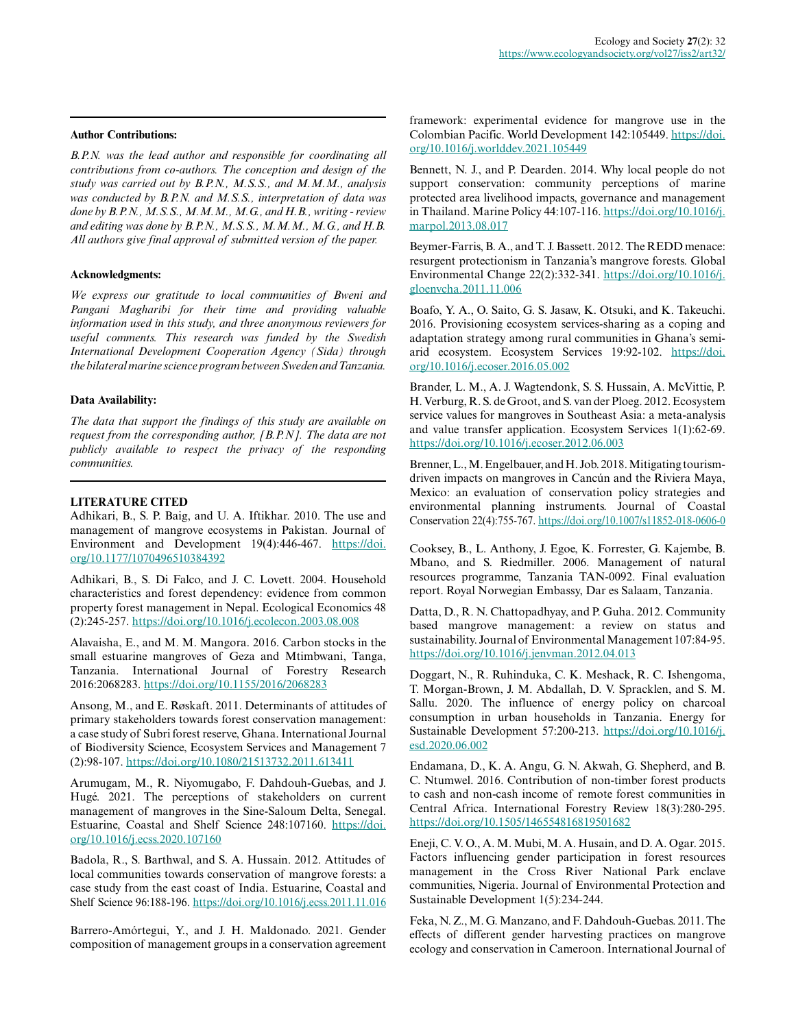### Author Contributions:

*B.P.N. was the lead author and responsible for coordinating all contributions from co-authors. The conception and design of the study was carried out by B.P.N., M.S.S., and M.M.M., analysis was conducted by B.P.N. and M.S.S., interpretation of data was done by B.P.N., M.S.S., M.M.M., M.G., and H.B., writing - review and editing was done by B.P.N., M.S.S., M.M.M., M.G., and H.B. All authors give final approval of submitted version of the paper.*

### Acknowledgments:

*We express our gratitude to local communities of Bweni and Pangani Magharibi for their time and providing valuable information used in this study, and three anonymous reviewers for useful comments. This research was funded by the Swedish International Development Cooperation Agency (Sida) through the bilateral marine science program between Sweden and Tanzania.*

### Data Availability:

*The data that support the findings of this study are available on request from the corresponding author, [B.P.N]. The data are not publicly available to respect the privacy of the responding communities.*

## LITERATURE CITED

Adhikari, B., S. P. Baig, and U. A. Iftikhar. 2010. The use and management of mangrove ecosystems in Pakistan. Journal of Environment and Development 19(4):446-467. https://doi.org/10.1177/1070496510384392

Adhikari, B., S. Di Falco, and J. C. Lovett. 2004. Household characteristics and forest dependency: evidence from common property forest management in Nepal. Ecological Economics 48 (2):245-257. https://doi.org/10.1016/j.ecolecon.2003.08.008

Alavaisha, E., and M. M. Mangora. 2016. Carbon stocks in the small estuarine mangroves of Geza and Mtimbwani, Tanga, Tanzania. International Journal of Forestry Research 2016:2068283. https://doi.org/10.1155/2016/2068283

Ansong, M., and E. Røskaft. 2011. Determinants of attitudes of primary stakeholders towards forest conservation management: a case study of Subri forest reserve, Ghana. International Journal of Biodiversity Science, Ecosystem Services and Management 7 (2):98-107. https://doi.org/10.1080/21513732.2011.613411

Arumugam, M., R. Niyomugabo, F. Dahdouh-Guebas, and J. Hugé. 2021. The perceptions of stakeholders on current management of mangroves in the Sine-Saloum Delta, Senegal. Estuarine, Coastal and Shelf Science 248:107160. https://doi.org/10.1016/j.ecss.2020.107160

Badola, R., S. Barthwal, and S. A. Hussain. 2012. Attitudes of local communities towards conservation of mangrove forests: a case study from the east coast of India. Estuarine, Coastal and Shelf Science 96:188-196. https://doi.org/10.1016/j.ecss.2011.11.016

Barrero-Amórtegui, Y., and J. H. Maldonado. 2021. Gender composition of management groups in a conservation agreement framework: experimental evidence for mangrove use in the Colombian Pacific. World Development 142:105449. https://doi.org/10.1016/j.worlddev.2021.105449

Bennett, N. J., and P. Dearden. 2014. Why local people do not support conservation: community perceptions of marine protected area livelihood impacts, governance and management in Thailand. Marine Policy 44:107-116. https://doi.org/10.1016/j.marpol.2013.08.017

Beymer-Farris, B. A., and T. J. Bassett. 2012. The REDD menace: resurgent protectionism in Tanzania's mangrove forests. Global Environmental Change 22(2):332-341. https://doi.org/10.1016/j.gloenvcha.2011.11.006

Boafo, Y. A., O. Saito, G. S. Jasaw, K. Otsuki, and K. Takeuchi. 2016. Provisioning ecosystem services-sharing as a coping and adaptation strategy among rural communities in Ghana's semi-arid ecosystem. Ecosystem Services 19:92-102. https://doi.org/10.1016/j.ecoser.2016.05.002

Brander, L. M., A. J. Wagtendonk, S. S. Hussain, A. McVittie, P. H. Verburg, R. S. de Groot, and S. van der Ploeg. 2012. Ecosystem service values for mangroves in Southeast Asia: a meta-analysis and value transfer application. Ecosystem Services 1(1):62-69. https://doi.org/10.1016/j.ecoser.2012.06.003

Brenner, L., M. Engelbauer, and H. Job. 2018. Mitigating tourism-driven impacts on mangroves in Cancún and the Riviera Maya, Mexico: an evaluation of conservation policy strategies and environmental planning instruments. Journal of Coastal Conservation 22(4):755-767. https://doi.org/10.1007/s11852-018-0606-0

Cooksey, B., L. Anthony, J. Egoe, K. Forrester, G. Kajembe, B. Mbano, and S. Riedmiller. 2006. Management of natural resources programme, Tanzania TAN-0092. Final evaluation report. Royal Norwegian Embassy, Dar es Salaam, Tanzania.

Datta, D., R. N. Chattopadhyay, and P. Guha. 2012. Community based mangrove management: a review on status and sustainability. Journal of Environmental Management 107:84-95. https://doi.org/10.1016/j.jenvman.2012.04.013

Doggart, N., R. Ruhinduka, C. K. Meshack, R. C. Ishengoma, T. Morgan-Brown, J. M. Abdallah, D. V. Spracklen, and S. M. Sallu. 2020. The influence of energy policy on charcoal consumption in urban households in Tanzania. Energy for Sustainable Development 57:200-213. https://doi.org/10.1016/j.esd.2020.06.002

Endamana, D., K. A. Angu, G. N. Akwah, G. Shepherd, and B. C. Ntumwel. 2016. Contribution of non-timber forest products to cash and non-cash income of remote forest communities in Central Africa. International Forestry Review 18(3):280-295. https://doi.org/10.1505/146554816819501682

Eneji, C. V. O., A. M. Mubi, M. A. Husain, and D. A. Ogar. 2015. Factors influencing gender participation in forest resources management in the Cross River National Park enclave communities, Nigeria. Journal of Environmental Protection and Sustainable Development 1(5):234-244.

Feka, N. Z., M. G. Manzano, and F. Dahdouh-Guebas. 2011. The effects of different gender harvesting practices on mangrove ecology and conservation in Cameroon. International Journal of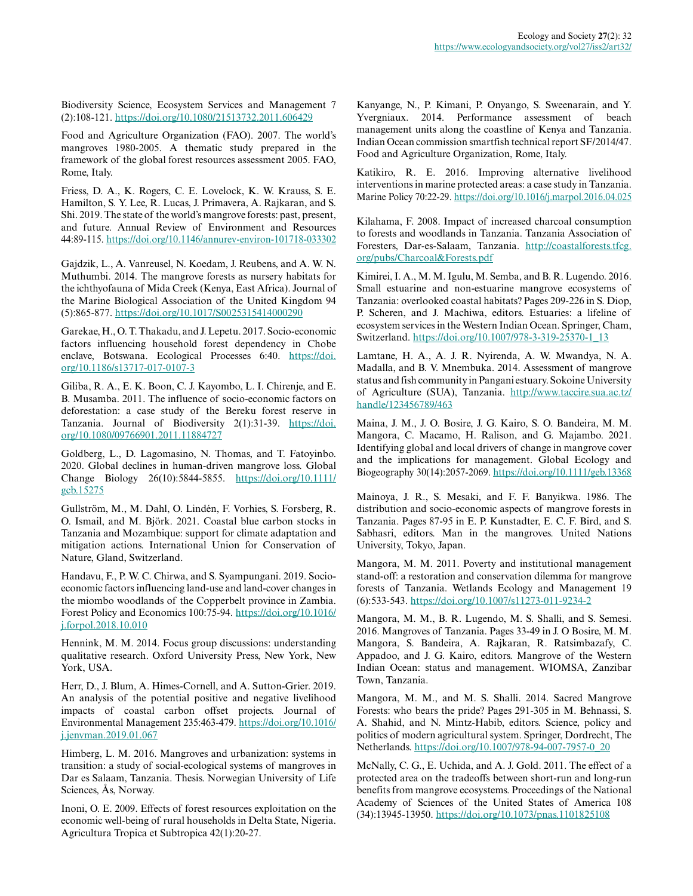Biodiversity Science, Ecosystem Services and Management 7 (2):108-121. https://doi.org/10.1080/21513732.2011.606429

Food and Agriculture Organization (FAO). 2007. The world's mangroves 1980-2005. A thematic study prepared in the framework of the global forest resources assessment 2005. FAO, Rome, Italy.

Friess, D. A., K. Rogers, C. E. Lovelock, K. W. Krauss, S. E. Hamilton, S. Y. Lee, R. Lucas, J. Primavera, A. Rajkaran, and S. Shi. 2019. The state of the world's mangrove forests: past, present, and future. Annual Review of Environment and Resources 44:89-115. https://doi.org/10.1146/annurev-environ-101718-033302

Gajdzik, L., A. Vanreusel, N. Koedam, J. Reubens, and A. W. N. Muthumbi. 2014. The mangrove forests as nursery habitats for the ichthyofauna of Mida Creek (Kenya, East Africa). Journal of the Marine Biological Association of the United Kingdom 94 (5):865-877. https://doi.org/10.1017/S0025315414000290

Garekae, H., O. T. Thakadu, and J. Lepetu. 2017. Socio-economic factors influencing household forest dependency in Chobe enclave, Botswana. Ecological Processes 6:40. https://doi.org/10.1186/s13717-017-0107-3

Giliba, R. A., E. K. Boon, C. J. Kayombo, L. I. Chirenje, and E. B. Musamba. 2011. The influence of socio-economic factors on deforestation: a case study of the Bereku forest reserve in Tanzania. Journal of Biodiversity 2(1):31-39. https://doi.org/10.1080/09766901.2011.11884727

Goldberg, L., D. Lagomasino, N. Thomas, and T. Fatoyinbo. 2020. Global declines in human-driven mangrove loss. Global Change Biology 26(10):5844-5855. https://doi.org/10.1111/gcb.15275

Gullström, M., M. Dahl, O. Lindén, F. Vorhies, S. Forsberg, R. O. Ismail, and M. Björk. 2021. Coastal blue carbon stocks in Tanzania and Mozambique: support for climate adaptation and mitigation actions. International Union for Conservation of Nature, Gland, Switzerland.

Handavu, F., P. W. C. Chirwa, and S. Syampungani. 2019. Socio-economic factors influencing land-use and land-cover changes in the miombo woodlands of the Copperbelt province in Zambia. Forest Policy and Economics 100:75-94. https://doi.org/10.1016/j.forpol.2018.10.010

Hennink, M. M. 2014. Focus group discussions: understanding qualitative research. Oxford University Press, New York, New York, USA.

Herr, D., J. Blum, A. Himes-Cornell, and A. Sutton-Grier. 2019. An analysis of the potential positive and negative livelihood impacts of coastal carbon offset projects. Journal of Environmental Management 235:463-479. https://doi.org/10.1016/j.jenvman.2019.01.067

Himberg, L. M. 2016. Mangroves and urbanization: systems in transition: a study of social-ecological systems of mangroves in Dar es Salaam, Tanzania. Thesis. Norwegian University of Life Sciences, Ås, Norway.

Inoni, O. E. 2009. Effects of forest resources exploitation on the economic well-being of rural households in Delta State, Nigeria. Agricultura Tropica et Subtropica 42(1):20-27.

Kanyange, N., P. Kimani, P. Onyango, S. Sweenarain, and Y. Yvergniaux. 2014. Performance assessment of beach management units along the coastline of Kenya and Tanzania. Indian Ocean commission smartfish technical report SF/2014/47. Food and Agriculture Organization, Rome, Italy.

Katikiro, R. E. 2016. Improving alternative livelihood interventions in marine protected areas: a case study in Tanzania. Marine Policy 70:22-29. https://doi.org/10.1016/j.marpol.2016.04.025

Kilahama, F. 2008. Impact of increased charcoal consumption to forests and woodlands in Tanzania. Tanzania Association of Foresters, Dar-es-Salaam, Tanzania. http://coastalforests.tfcg.org/pubs/Charcoal&Forests.pdf

Kimirei, I. A., M. M. Igulu, M. Semba, and B. R. Lugendo. 2016. Small estuarine and non-estuarine mangrove ecosystems of Tanzania: overlooked coastal habitats? Pages 209-226 in S. Diop, P. Scheren, and J. Machiwa, editors. Estuaries: a lifeline of ecosystem services in the Western Indian Ocean. Springer, Cham, Switzerland. https://doi.org/10.1007/978-3-319-25370-1_13

Lamtane, H. A., A. J. R. Nyirenda, A. W. Mwandya, N. A. Madalla, and B. V. Mnembuka. 2014. Assessment of mangrove status and fish community in Pangani estuary. Sokoine University of Agriculture (SUA), Tanzania. http://www.taccire.sua.ac.tz/handle/123456789/463

Maina, J. M., J. O. Bosire, J. G. Kairo, S. O. Bandeira, M. M. Mangora, C. Macamo, H. Ralison, and G. Majambo. 2021. Identifying global and local drivers of change in mangrove cover and the implications for management. Global Ecology and Biogeography 30(14):2057-2069. https://doi.org/10.1111/geb.13368

Mainoya, J. R., S. Mesaki, and F. F. Banyikwa. 1986. The distribution and socio-economic aspects of mangrove forests in Tanzania. Pages 87-95 in E. P. Kunstadter, E. C. F. Bird, and S. Sabhasri, editors. Man in the mangroves. United Nations University, Tokyo, Japan.

Mangora, M. M. 2011. Poverty and institutional management stand-off: a restoration and conservation dilemma for mangrove forests of Tanzania. Wetlands Ecology and Management 19 (6):533-543. https://doi.org/10.1007/s11273-011-9234-2

Mangora, M. M., B. R. Lugendo, M. S. Shalli, and S. Semesi. 2016. Mangroves of Tanzania. Pages 33-49 in J. O Bosire, M. M. Mangora, S. Bandeira, A. Rajkaran, R. Ratsimbazafy, C. Appadoo, and J. G. Kairo, editors. Mangrove of the Western Indian Ocean: status and management. WIOMSA, Zanzibar Town, Tanzania.

Mangora, M. M., and M. S. Shalli. 2014. Sacred Mangrove Forests: who bears the pride? Pages 291-305 in M. Behnassi, S. A. Shahid, and N. Mintz-Habib, editors. Science, policy and politics of modern agricultural system. Springer, Dordrecht, The Netherlands. https://doi.org/10.1007/978-94-007-7957-0_20

McNally, C. G., E. Uchida, and A. J. Gold. 2011. The effect of a protected area on the tradeoffs between short-run and long-run benefits from mangrove ecosystems. Proceedings of the National Academy of Sciences of the United States of America 108 (34):13945-13950. https://doi.org/10.1073/pnas.1101825108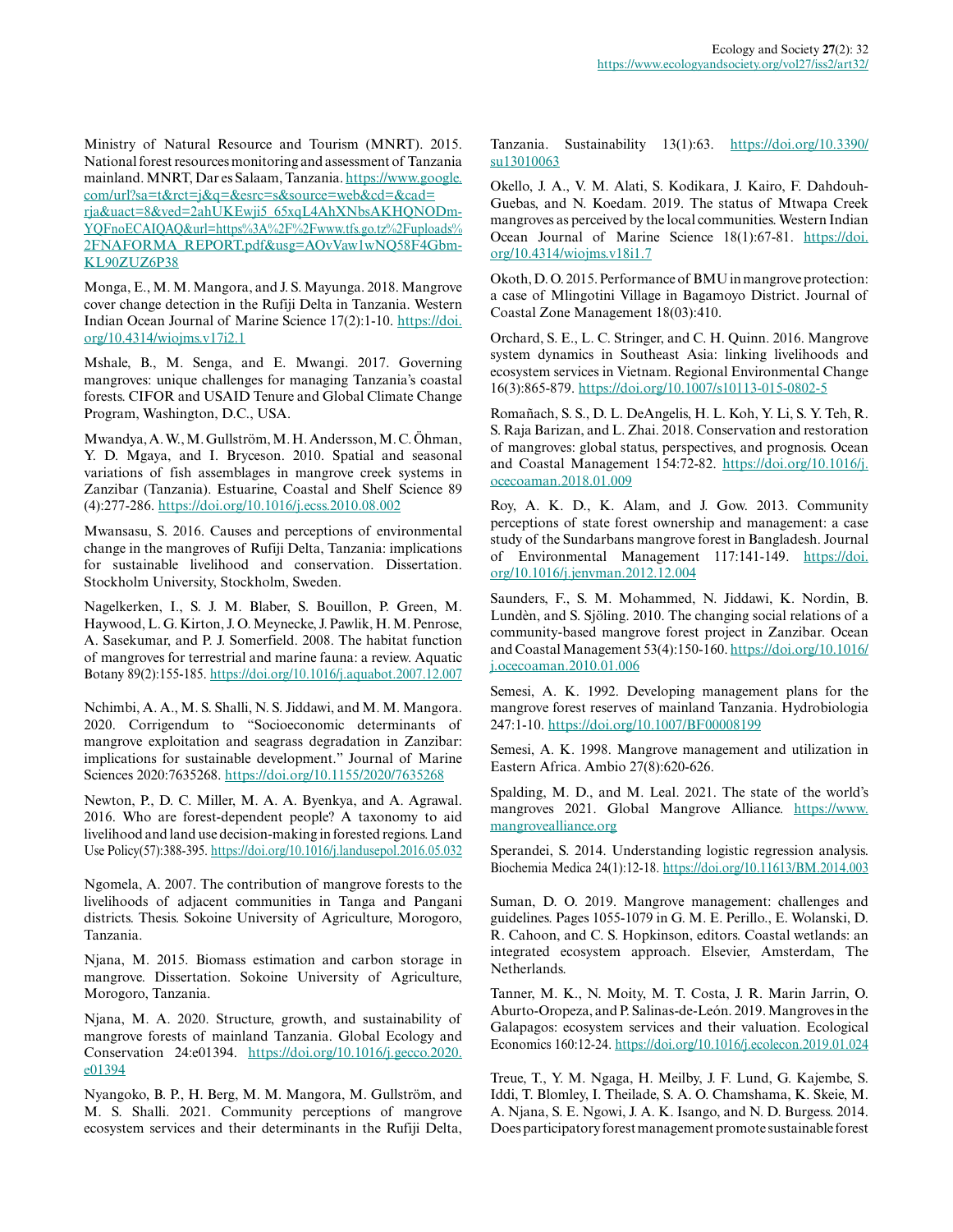Ministry of Natural Resource and Tourism (MNRT). 2015. National forest resources monitoring and assessment of Tanzania mainland. MNRT, Dar es Salaam, Tanzania. https://www.google.com/url?sa=t&rct=j&q=&esrc=s&source=web&cd=&cad=rja&uact=8&ved=2ahUKEwji5_65xqL4AhXNbsAKHQNODm-YQFnoECAIQAQ&url=https%3A%2F%2Fwww.tfs.go.tz%2Fuploads%2FNAFORMA_REPORT.pdf&usg=AOvVaw1wNQ58F4Gbm-KL90ZUZ6P38

Monga, E., M. M. Mangora, and J. S. Mayunga. 2018. Mangrove cover change detection in the Rufiji Delta in Tanzania. Western Indian Ocean Journal of Marine Science 17(2):1-10. https://doi.org/10.4314/wiojms.v17i2.1

Mshale, B., M. Senga, and E. Mwangi. 2017. Governing mangroves: unique challenges for managing Tanzania's coastal forests. CIFOR and USAID Tenure and Global Climate Change Program, Washington, D.C., USA.

Mwandya, A. W., M. Gullström, M. H. Andersson, M. C. Öhman, Y. D. Mgaya, and I. Bryceson. 2010. Spatial and seasonal variations of fish assemblages in mangrove creek systems in Zanzibar (Tanzania). Estuarine, Coastal and Shelf Science 89 (4):277-286. https://doi.org/10.1016/j.ecss.2010.08.002

Mwansasu, S. 2016. Causes and perceptions of environmental change in the mangroves of Rufiji Delta, Tanzania: implications for sustainable livelihood and conservation. Dissertation. Stockholm University, Stockholm, Sweden.

Nagelkerken, I., S. J. M. Blaber, S. Bouillon, P. Green, M. Haywood, L. G. Kirton, J. O. Meynecke, J. Pawlik, H. M. Penrose, A. Sasekumar, and P. J. Somerfield. 2008. The habitat function of mangroves for terrestrial and marine fauna: a review. Aquatic Botany 89(2):155-185. https://doi.org/10.1016/j.aquabot.2007.12.007

Nchimbi, A. A., M. S. Shalli, N. S. Jiddawi, and M. M. Mangora. 2020. Corrigendum to "Socioeconomic determinants of mangrove exploitation and seagrass degradation in Zanzibar: implications for sustainable development." Journal of Marine Sciences 2020:7635268. https://doi.org/10.1155/2020/7635268

Newton, P., D. C. Miller, M. A. A. Byenkya, and A. Agrawal. 2016. Who are forest-dependent people? A taxonomy to aid livelihood and land use decision-making in forested regions. Land Use Policy(57):388-395. https://doi.org/10.1016/j.landusepol.2016.05.032

Ngomela, A. 2007. The contribution of mangrove forests to the livelihoods of adjacent communities in Tanga and Pangani districts. Thesis. Sokoine University of Agriculture, Morogoro, Tanzania.

Njana, M. 2015. Biomass estimation and carbon storage in mangrove. Dissertation. Sokoine University of Agriculture, Morogoro, Tanzania.

Njana, M. A. 2020. Structure, growth, and sustainability of mangrove forests of mainland Tanzania. Global Ecology and Conservation 24:e01394. https://doi.org/10.1016/j.gecco.2020.e01394

Nyangoko, B. P., H. Berg, M. M. Mangora, M. Gullström, and M. S. Shalli. 2021. Community perceptions of mangrove ecosystem services and their determinants in the Rufiji Delta, Tanzania. Sustainability 13(1):63. https://doi.org/10.3390/su13010063

Okello, J. A., V. M. Alati, S. Kodikara, J. Kairo, F. Dahdouh-Guebas, and N. Koedam. 2019. The status of Mtwapa Creek mangroves as perceived by the local communities. Western Indian Ocean Journal of Marine Science 18(1):67-81. https://doi.org/10.4314/wiojms.v18i1.7

Okoth, D. O. 2015. Performance of BMU in mangrove protection: a case of Mlingotini Village in Bagamoyo District. Journal of Coastal Zone Management 18(03):410.

Orchard, S. E., L. C. Stringer, and C. H. Quinn. 2016. Mangrove system dynamics in Southeast Asia: linking livelihoods and ecosystem services in Vietnam. Regional Environmental Change 16(3):865-879. https://doi.org/10.1007/s10113-015-0802-5

Romañach, S. S., D. L. DeAngelis, H. L. Koh, Y. Li, S. Y. Teh, R. S. Raja Barizan, and L. Zhai. 2018. Conservation and restoration of mangroves: global status, perspectives, and prognosis. Ocean and Coastal Management 154:72-82. https://doi.org/10.1016/j.ocecoaman.2018.01.009

Roy, A. K. D., K. Alam, and J. Gow. 2013. Community perceptions of state forest ownership and management: a case study of the Sundarbans mangrove forest in Bangladesh. Journal of Environmental Management 117:141-149. https://doi.org/10.1016/j.jenvman.2012.12.004

Saunders, F., S. M. Mohammed, N. Jiddawi, K. Nordin, B. Lundèn, and S. Sjöling. 2010. The changing social relations of a community-based mangrove forest project in Zanzibar. Ocean and Coastal Management 53(4):150-160. https://doi.org/10.1016/j.ocecoaman.2010.01.006

Semesi, A. K. 1992. Developing management plans for the mangrove forest reserves of mainland Tanzania. Hydrobiologia 247:1-10. https://doi.org/10.1007/BF00008199

Semesi, A. K. 1998. Mangrove management and utilization in Eastern Africa. Ambio 27(8):620-626.

Spalding, M. D., and M. Leal. 2021. The state of the world's mangroves 2021. Global Mangrove Alliance. https://www.mangrovealliance.org

Sperandei, S. 2014. Understanding logistic regression analysis. Biochemia Medica 24(1):12-18. https://doi.org/10.11613/BM.2014.003

Suman, D. O. 2019. Mangrove management: challenges and guidelines. Pages 1055-1079 in G. M. E. Perillo., E. Wolanski, D. R. Cahoon, and C. S. Hopkinson, editors. Coastal wetlands: an integrated ecosystem approach. Elsevier, Amsterdam, The Netherlands.

Tanner, M. K., N. Moity, M. T. Costa, J. R. Marin Jarrin, O. Aburto-Oropeza, and P. Salinas-de-León. 2019. Mangroves in the Galapagos: ecosystem services and their valuation. Ecological Economics 160:12-24. https://doi.org/10.1016/j.ecolecon.2019.01.024

Treue, T., Y. M. Ngaga, H. Meilby, J. F. Lund, G. Kajembe, S. Iddi, T. Blomley, I. Theilade, S. A. O. Chamshama, K. Skeie, M. A. Njana, S. E. Ngowi, J. A. K. Isango, and N. D. Burgess. 2014. Does participatory forest management promote sustainable forest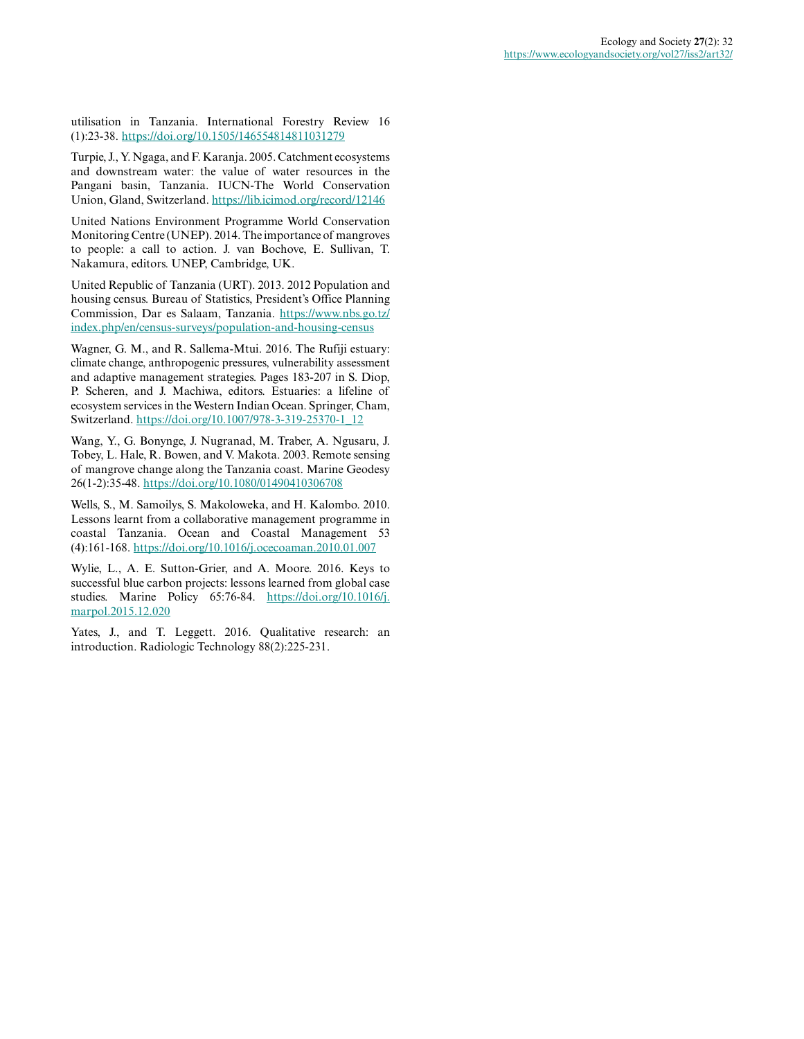utilisation in Tanzania. International Forestry Review 16 (1):23-38. https://doi.org/10.1505/146554814811031279

Turpie, J., Y. Ngaga, and F. Karanja. 2005. Catchment ecosystems and downstream water: the value of water resources in the Pangani basin, Tanzania. IUCN-The World Conservation Union, Gland, Switzerland. https://lib.icimod.org/record/12146

United Nations Environment Programme World Conservation Monitoring Centre (UNEP). 2014. The importance of mangroves to people: a call to action. J. van Bochove, E. Sullivan, T. Nakamura, editors. UNEP, Cambridge, UK.

United Republic of Tanzania (URT). 2013. 2012 Population and housing census. Bureau of Statistics, President's Office Planning Commission, Dar es Salaam, Tanzania. https://www.nbs.go.tz/index.php/en/census-surveys/population-and-housing-census

Wagner, G. M., and R. Sallema-Mtui. 2016. The Rufiji estuary: climate change, anthropogenic pressures, vulnerability assessment and adaptive management strategies. Pages 183-207 in S. Diop, P. Scheren, and J. Machiwa, editors. Estuaries: a lifeline of ecosystem services in the Western Indian Ocean. Springer, Cham, Switzerland. https://doi.org/10.1007/978-3-319-25370-1_12

Wang, Y., G. Bonynge, J. Nugranad, M. Traber, A. Ngusaru, J. Tobey, L. Hale, R. Bowen, and V. Makota. 2003. Remote sensing of mangrove change along the Tanzania coast. Marine Geodesy 26(1-2):35-48. https://doi.org/10.1080/01490410306708

Wells, S., M. Samoilys, S. Makoloweka, and H. Kalombo. 2010. Lessons learnt from a collaborative management programme in coastal Tanzania. Ocean and Coastal Management 53 (4):161-168. https://doi.org/10.1016/j.ocecoaman.2010.01.007

Wylie, L., A. E. Sutton-Grier, and A. Moore. 2016. Keys to successful blue carbon projects: lessons learned from global case studies. Marine Policy 65:76-84. https://doi.org/10.1016/j.marpol.2015.12.020

Yates, J., and T. Leggett. 2016. Qualitative research: an introduction. Radiologic Technology 88(2):225-231.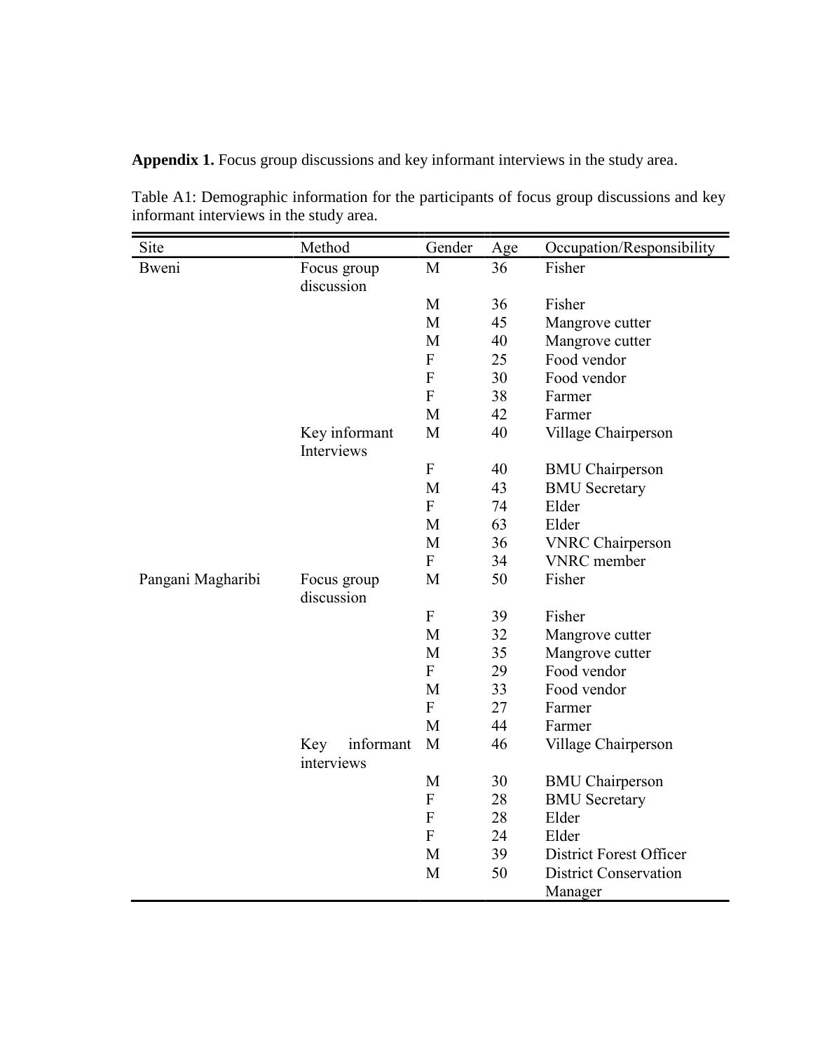**Appendix 1.** Focus group discussions and key informant interviews in the study area.

Table A1: Demographic information for the participants of focus group discussions and key informant interviews in the study area.

| Site | Method | Gender | Age | Occupation/Responsibility |
|---|---|---|---|---|
| Bweni | Focus group discussion | M | 36 | Fisher |
| | | M | 36 | Fisher |
| | | M | 45 | Mangrove cutter |
| | | M | 40 | Mangrove cutter |
| | | F | 25 | Food vendor |
| | | F | 30 | Food vendor |
| | | F | 38 | Farmer |
| | | M | 42 | Farmer |
| | Key informant Interviews | M | 40 | Village Chairperson |
| | | F | 40 | BMU Chairperson |
| | | M | 43 | BMU Secretary |
| | | F | 74 | Elder |
| | | M | 63 | Elder |
| | | M | 36 | VNRC Chairperson |
| | | F | 34 | VNRC member |
| Pangani Magharibi | Focus group discussion | M | 50 | Fisher |
| | | F | 39 | Fisher |
| | | M | 32 | Mangrove cutter |
| | | M | 35 | Mangrove cutter |
| | | F | 29 | Food vendor |
| | | M | 33 | Food vendor |
| | | F | 27 | Farmer |
| | | M | 44 | Farmer |
| | Key informant interviews | M | 46 | Village Chairperson |
| | | M | 30 | BMU Chairperson |
| | | F | 28 | BMU Secretary |
| | | F | 28 | Elder |
| | | F | 24 | Elder |
| | | M | 39 | District Forest Officer |
| | | M | 50 | District Conservation Manager |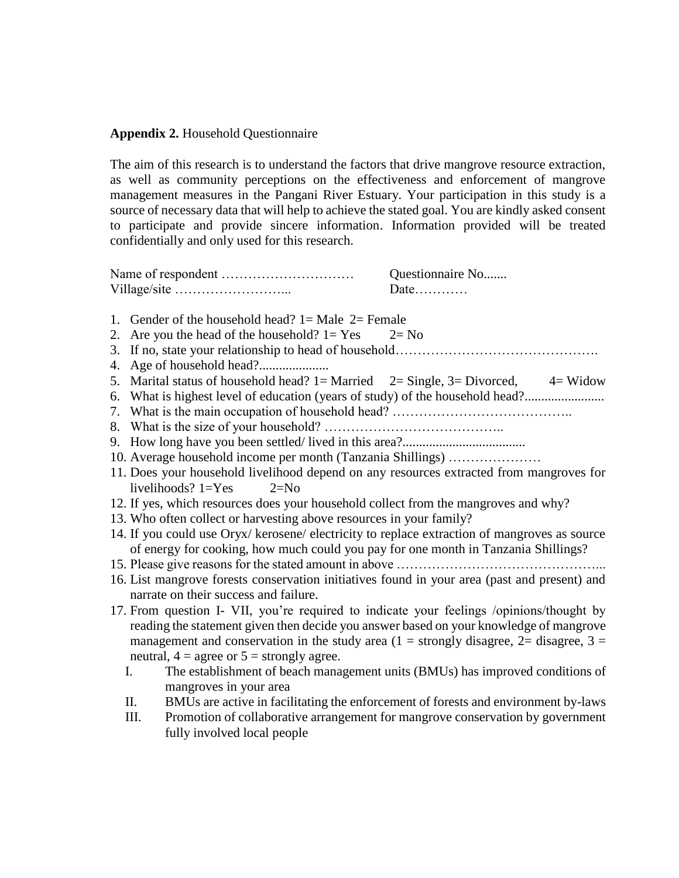**Appendix 2.** Household Questionnaire

The aim of this research is to understand the factors that drive mangrove resource extraction, as well as community perceptions on the effectiveness and enforcement of mangrove management measures in the Pangani River Estuary. Your participation in this study is a source of necessary data that will help to achieve the stated goal. You are kindly asked consent to participate and provide sincere information. Information provided will be treated confidentially and only used for this research.

Name of respondent ………………………… Questionnaire No.......
Village/site ……………………... Date…………

1. Gender of the household head? 1= Male 2= Female
2. Are you the head of the household? 1= Yes 2= No
3. If no, state your relationship to head of household……………………………………….
4. Age of household head?.....................
5. Marital status of household head? 1= Married 2= Single, 3= Divorced, 4= Widow
6. What is highest level of education (years of study) of the household head?........................
7. What is the main occupation of household head? …………………………………..
8. What is the size of your household? …………………………………..
9. How long have you been settled/ lived in this area?.....................................
10. Average household income per month (Tanzania Shillings) …………………
11. Does your household livelihood depend on any resources extracted from mangroves for livelihoods? 1=Yes 2=No
12. If yes, which resources does your household collect from the mangroves and why?
13. Who often collect or harvesting above resources in your family?
14. If you could use Oryx/ kerosene/ electricity to replace extraction of mangroves as source of energy for cooking, how much could you pay for one month in Tanzania Shillings?
15. Please give reasons for the stated amount in above ………………………………………...
16. List mangrove forests conservation initiatives found in your area (past and present) and narrate on their success and failure.
17. From question I- VII, you're required to indicate your feelings /opinions/thought by reading the statement given then decide you answer based on your knowledge of mangrove management and conservation in the study area (1 = strongly disagree, 2= disagree, 3 = neutral, 4 = agree or 5 = strongly agree.
    - I. The establishment of beach management units (BMUs) has improved conditions of mangroves in your area
    - II. BMUs are active in facilitating the enforcement of forests and environment by-laws
    - III. Promotion of collaborative arrangement for mangrove conservation by government fully involved local people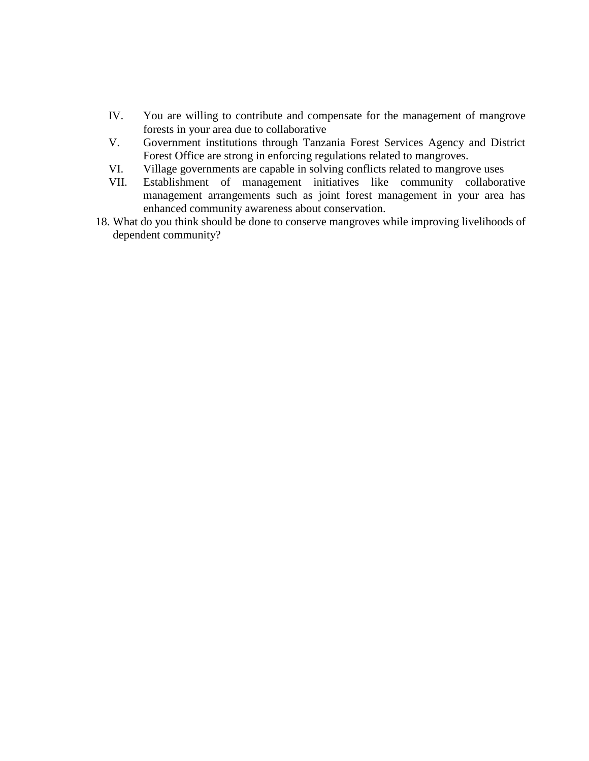IV. You are willing to contribute and compensate for the management of mangrove forests in your area due to collaborative

V. Government institutions through Tanzania Forest Services Agency and District Forest Office are strong in enforcing regulations related to mangroves.

VI. Village governments are capable in solving conflicts related to mangrove uses

VII. Establishment of management initiatives like community collaborative management arrangements such as joint forest management in your area has enhanced community awareness about conservation.

18. What do you think should be done to conserve mangroves while improving livelihoods of dependent community?